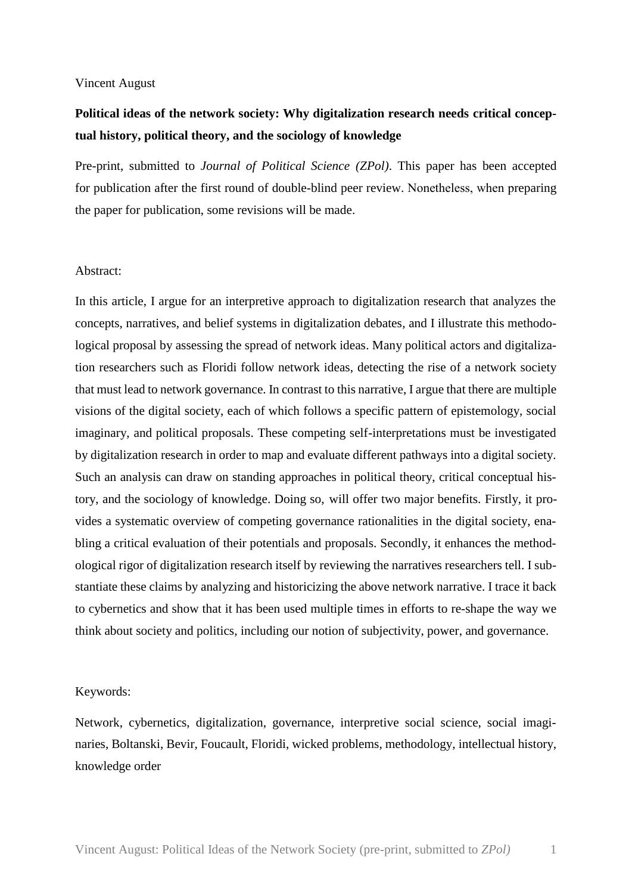Vincent August

# Political ideas of the network society: Why digitalization research needs critical conceptual history, political theory, and the sociology of knowledge

Pre-print, submitted to *Journal of Political Science (ZPol)*. This paper has been accepted for publication after the first round of double-blind peer review. Nonetheless, when preparing the paper for publication, some revisions will be made.

Abstract:

In this article, I argue for an interpretive approach to digitalization research that analyzes the concepts, narratives, and belief systems in digitalization debates, and I illustrate this methodological proposal by assessing the spread of network ideas. Many political actors and digitalization researchers such as Floridi follow network ideas, detecting the rise of a network society that must lead to network governance. In contrast to this narrative, I argue that there are multiple visions of the digital society, each of which follows a specific pattern of epistemology, social imaginary, and political proposals. These competing self-interpretations must be investigated by digitalization research in order to map and evaluate different pathways into a digital society. Such an analysis can draw on standing approaches in political theory, critical conceptual history, and the sociology of knowledge. Doing so, will offer two major benefits. Firstly, it provides a systematic overview of competing governance rationalities in the digital society, enabling a critical evaluation of their potentials and proposals. Secondly, it enhances the methodological rigor of digitalization research itself by reviewing the narratives researchers tell. I substantiate these claims by analyzing and historicizing the above network narrative. I trace it back to cybernetics and show that it has been used multiple times in efforts to re-shape the way we think about society and politics, including our notion of subjectivity, power, and governance.

Keywords:

Network, cybernetics, digitalization, governance, interpretive social science, social imaginaries, Boltanski, Bevir, Foucault, Floridi, wicked problems, methodology, intellectual history, knowledge order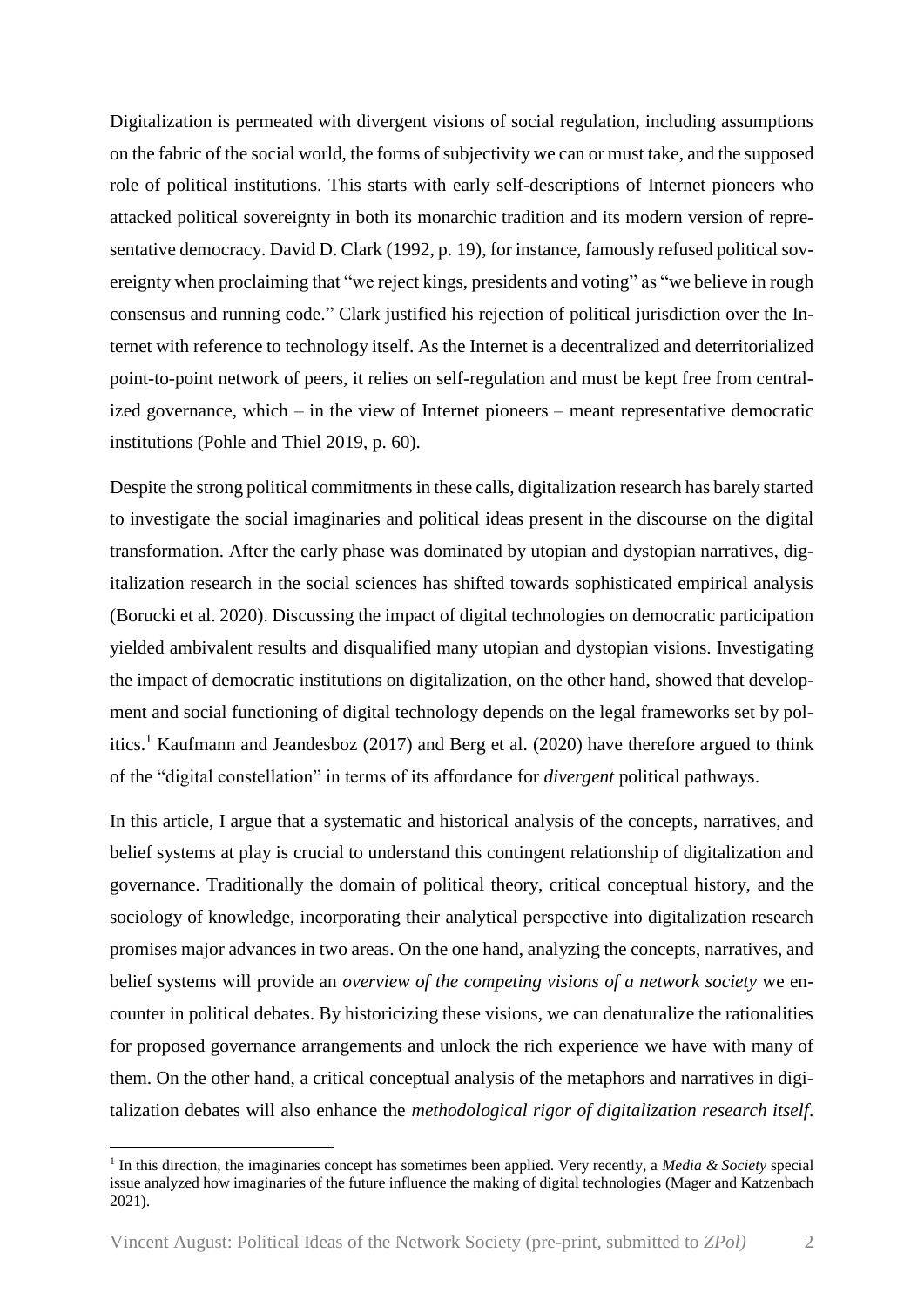Digitalization is permeated with divergent visions of social regulation, including assumptions on the fabric of the social world, the forms of subjectivity we can or must take, and the supposed role of political institutions. This starts with early self-descriptions of Internet pioneers who attacked political sovereignty in both its monarchic tradition and its modern version of representative democracy. David D. Clark (1992, p. 19), for instance, famously refused political sovereignty when proclaiming that "we reject kings, presidents and voting" as "we believe in rough consensus and running code." Clark justified his rejection of political jurisdiction over the Internet with reference to technology itself. As the Internet is a decentralized and deterritorialized point-to-point network of peers, it relies on self-regulation and must be kept free from centralized governance, which – in the view of Internet pioneers – meant representative democratic institutions (Pohle and Thiel 2019, p. 60).

Despite the strong political commitments in these calls, digitalization research has barely started to investigate the social imaginaries and political ideas present in the discourse on the digital transformation. After the early phase was dominated by utopian and dystopian narratives, digitalization research in the social sciences has shifted towards sophisticated empirical analysis (Borucki et al. 2020). Discussing the impact of digital technologies on democratic participation yielded ambivalent results and disqualified many utopian and dystopian visions. Investigating the impact of democratic institutions on digitalization, on the other hand, showed that development and social functioning of digital technology depends on the legal frameworks set by politics.[1] Kaufmann and Jeandesboz (2017) and Berg et al. (2020) have therefore argued to think of the "digital constellation" in terms of its affordance for *divergent* political pathways.

In this article, I argue that a systematic and historical analysis of the concepts, narratives, and belief systems at play is crucial to understand this contingent relationship of digitalization and governance. Traditionally the domain of political theory, critical conceptual history, and the sociology of knowledge, incorporating their analytical perspective into digitalization research promises major advances in two areas. On the one hand, analyzing the concepts, narratives, and belief systems will provide an *overview of the competing visions of a network society* we encounter in political debates. By historicizing these visions, we can denaturalize the rationalities for proposed governance arrangements and unlock the rich experience we have with many of them. On the other hand, a critical conceptual analysis of the metaphors and narratives in digitalization debates will also enhance the *methodological rigor of digitalization research itself*.

[1] In this direction, the imaginaries concept has sometimes been applied. Very recently, a *Media & Society* special issue analyzed how imaginaries of the future influence the making of digital technologies (Mager and Katzenbach 2021).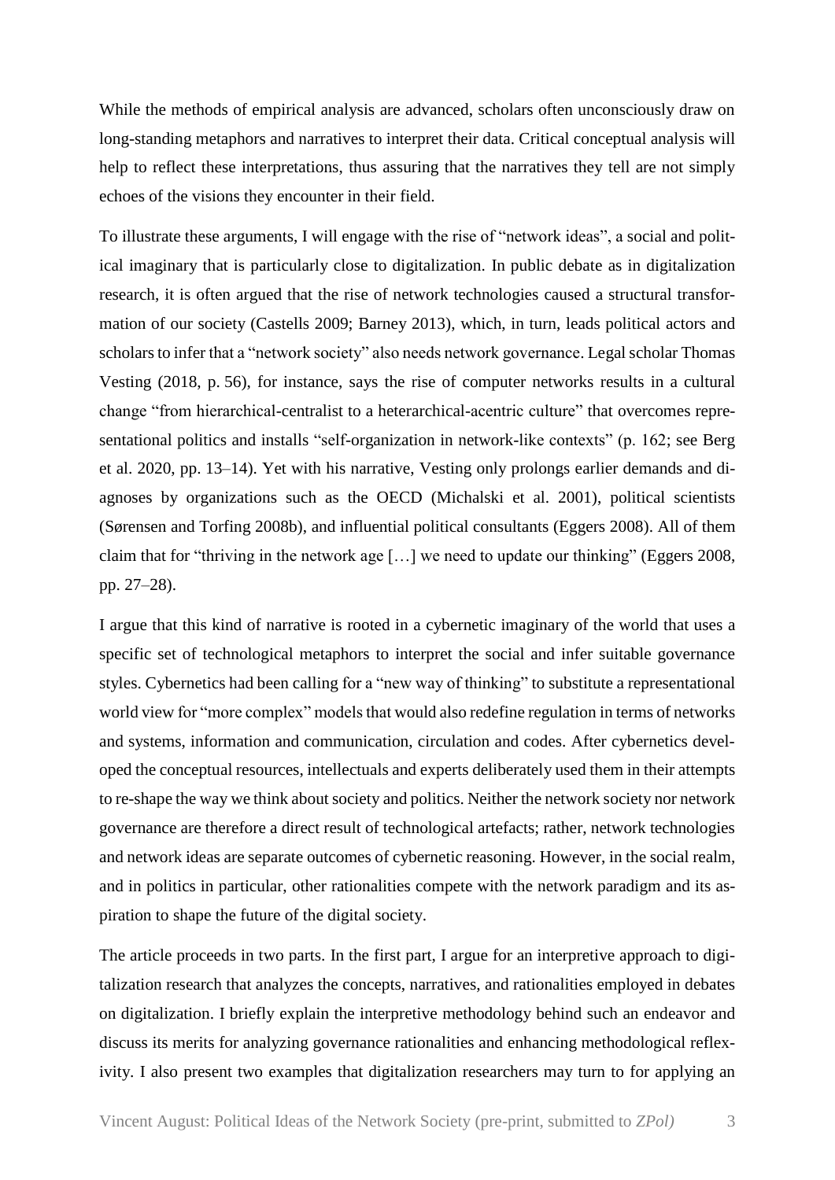While the methods of empirical analysis are advanced, scholars often unconsciously draw on long-standing metaphors and narratives to interpret their data. Critical conceptual analysis will help to reflect these interpretations, thus assuring that the narratives they tell are not simply echoes of the visions they encounter in their field.

To illustrate these arguments, I will engage with the rise of "network ideas", a social and political imaginary that is particularly close to digitalization. In public debate as in digitalization research, it is often argued that the rise of network technologies caused a structural transformation of our society (Castells 2009; Barney 2013), which, in turn, leads political actors and scholars to infer that a "network society" also needs network governance. Legal scholar Thomas Vesting (2018, p. 56), for instance, says the rise of computer networks results in a cultural change "from hierarchical-centralist to a heterarchical-acentric culture" that overcomes representational politics and installs "self-organization in network-like contexts" (p. 162; see Berg et al. 2020, pp. 13–14). Yet with his narrative, Vesting only prolongs earlier demands and diagnoses by organizations such as the OECD (Michalski et al. 2001), political scientists (Sørensen and Torfing 2008b), and influential political consultants (Eggers 2008). All of them claim that for "thriving in the network age […] we need to update our thinking" (Eggers 2008, pp. 27–28).

I argue that this kind of narrative is rooted in a cybernetic imaginary of the world that uses a specific set of technological metaphors to interpret the social and infer suitable governance styles. Cybernetics had been calling for a "new way of thinking" to substitute a representational world view for "more complex" models that would also redefine regulation in terms of networks and systems, information and communication, circulation and codes. After cybernetics developed the conceptual resources, intellectuals and experts deliberately used them in their attempts to re-shape the way we think about society and politics. Neither the network society nor network governance are therefore a direct result of technological artefacts; rather, network technologies and network ideas are separate outcomes of cybernetic reasoning. However, in the social realm, and in politics in particular, other rationalities compete with the network paradigm and its aspiration to shape the future of the digital society.

The article proceeds in two parts. In the first part, I argue for an interpretive approach to digitalization research that analyzes the concepts, narratives, and rationalities employed in debates on digitalization. I briefly explain the interpretive methodology behind such an endeavor and discuss its merits for analyzing governance rationalities and enhancing methodological reflexivity. I also present two examples that digitalization researchers may turn to for applying an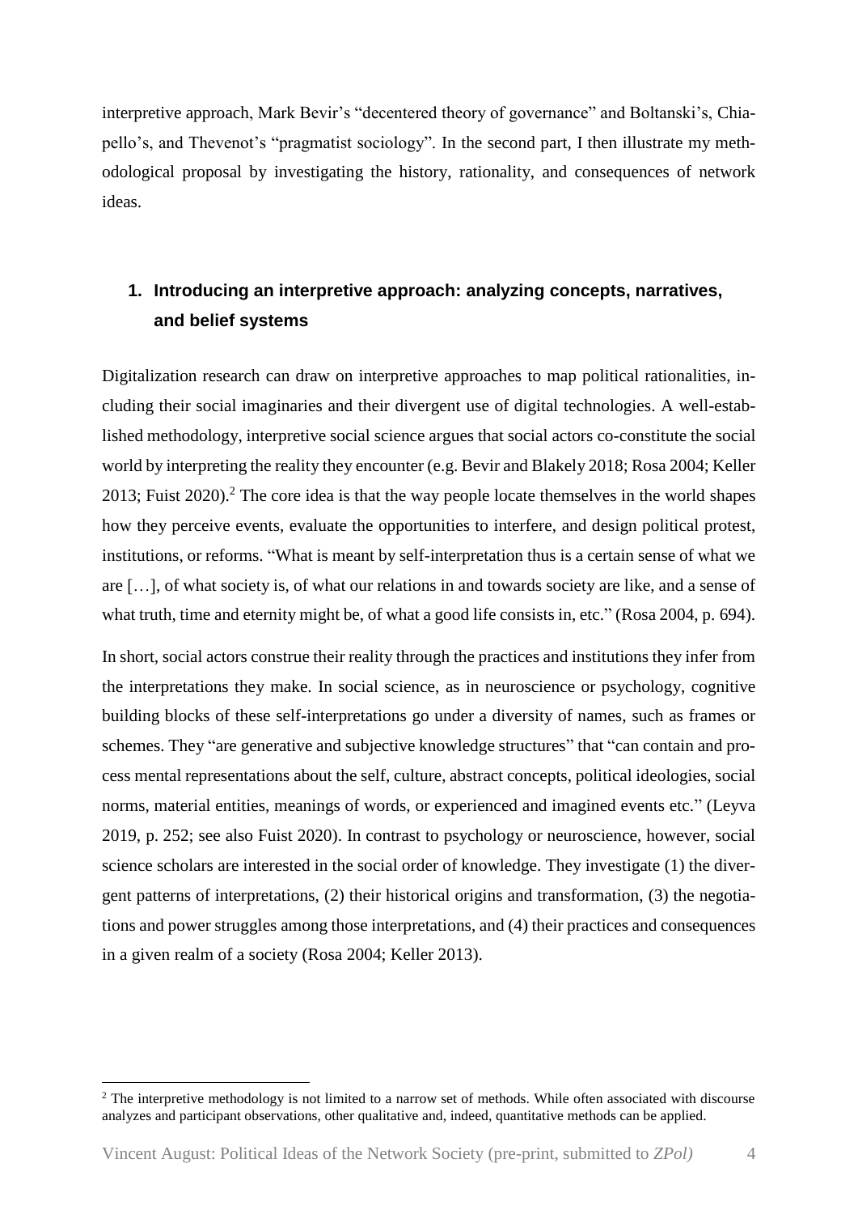interpretive approach, Mark Bevir's "decentered theory of governance" and Boltanski's, Chiapello's, and Thevenot's "pragmatist sociology". In the second part, I then illustrate my methodological proposal by investigating the history, rationality, and consequences of network ideas.

## 1. Introducing an interpretive approach: analyzing concepts, narratives, and belief systems

Digitalization research can draw on interpretive approaches to map political rationalities, including their social imaginaries and their divergent use of digital technologies. A well-established methodology, interpretive social science argues that social actors co-constitute the social world by interpreting the reality they encounter (e.g. Bevir and Blakely 2018; Rosa 2004; Keller 2013; Fuist 2020).[2] The core idea is that the way people locate themselves in the world shapes how they perceive events, evaluate the opportunities to interfere, and design political protest, institutions, or reforms. "What is meant by self-interpretation thus is a certain sense of what we are […], of what society is, of what our relations in and towards society are like, and a sense of what truth, time and eternity might be, of what a good life consists in, etc." (Rosa 2004, p. 694).

In short, social actors construe their reality through the practices and institutions they infer from the interpretations they make. In social science, as in neuroscience or psychology, cognitive building blocks of these self-interpretations go under a diversity of names, such as frames or schemes. They "are generative and subjective knowledge structures" that "can contain and process mental representations about the self, culture, abstract concepts, political ideologies, social norms, material entities, meanings of words, or experienced and imagined events etc." (Leyva 2019, p. 252; see also Fuist 2020). In contrast to psychology or neuroscience, however, social science scholars are interested in the social order of knowledge. They investigate (1) the divergent patterns of interpretations, (2) their historical origins and transformation, (3) the negotiations and power struggles among those interpretations, and (4) their practices and consequences in a given realm of a society (Rosa 2004; Keller 2013).

[2] The interpretive methodology is not limited to a narrow set of methods. While often associated with discourse analyzes and participant observations, other qualitative and, indeed, quantitative methods can be applied.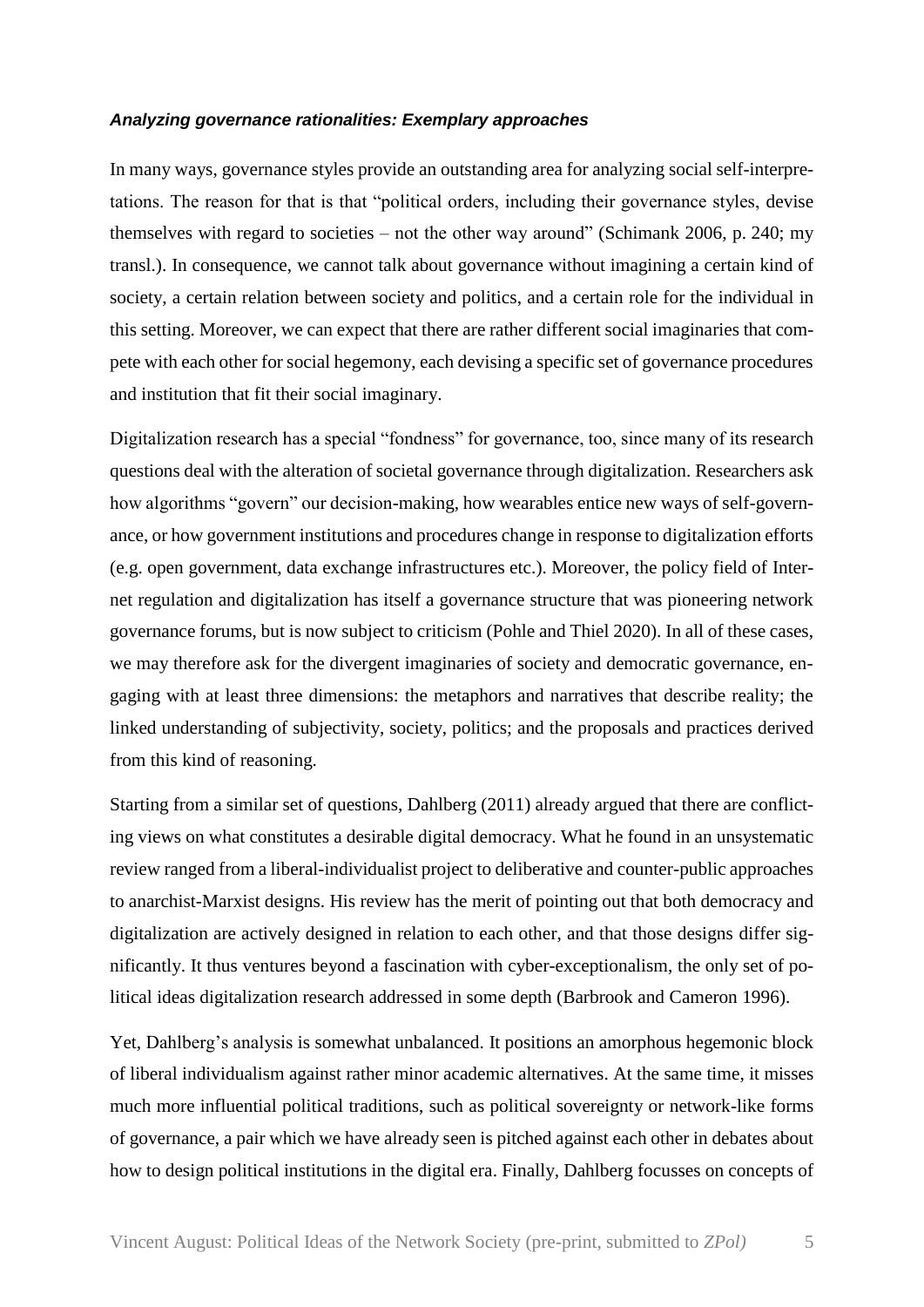***Analyzing governance rationalities: Exemplary approaches***

In many ways, governance styles provide an outstanding area for analyzing social self-interpretations. The reason for that is that "political orders, including their governance styles, devise themselves with regard to societies – not the other way around" (Schimank 2006, p. 240; my transl.). In consequence, we cannot talk about governance without imagining a certain kind of society, a certain relation between society and politics, and a certain role for the individual in this setting. Moreover, we can expect that there are rather different social imaginaries that compete with each other for social hegemony, each devising a specific set of governance procedures and institution that fit their social imaginary.

Digitalization research has a special "fondness" for governance, too, since many of its research questions deal with the alteration of societal governance through digitalization. Researchers ask how algorithms "govern" our decision-making, how wearables entice new ways of self-governance, or how government institutions and procedures change in response to digitalization efforts (e.g. open government, data exchange infrastructures etc.). Moreover, the policy field of Internet regulation and digitalization has itself a governance structure that was pioneering network governance forums, but is now subject to criticism (Pohle and Thiel 2020). In all of these cases, we may therefore ask for the divergent imaginaries of society and democratic governance, engaging with at least three dimensions: the metaphors and narratives that describe reality; the linked understanding of subjectivity, society, politics; and the proposals and practices derived from this kind of reasoning.

Starting from a similar set of questions, Dahlberg (2011) already argued that there are conflicting views on what constitutes a desirable digital democracy. What he found in an unsystematic review ranged from a liberal-individualist project to deliberative and counter-public approaches to anarchist-Marxist designs. His review has the merit of pointing out that both democracy and digitalization are actively designed in relation to each other, and that those designs differ significantly. It thus ventures beyond a fascination with cyber-exceptionalism, the only set of political ideas digitalization research addressed in some depth (Barbrook and Cameron 1996).

Yet, Dahlberg's analysis is somewhat unbalanced. It positions an amorphous hegemonic block of liberal individualism against rather minor academic alternatives. At the same time, it misses much more influential political traditions, such as political sovereignty or network-like forms of governance, a pair which we have already seen is pitched against each other in debates about how to design political institutions in the digital era. Finally, Dahlberg focusses on concepts of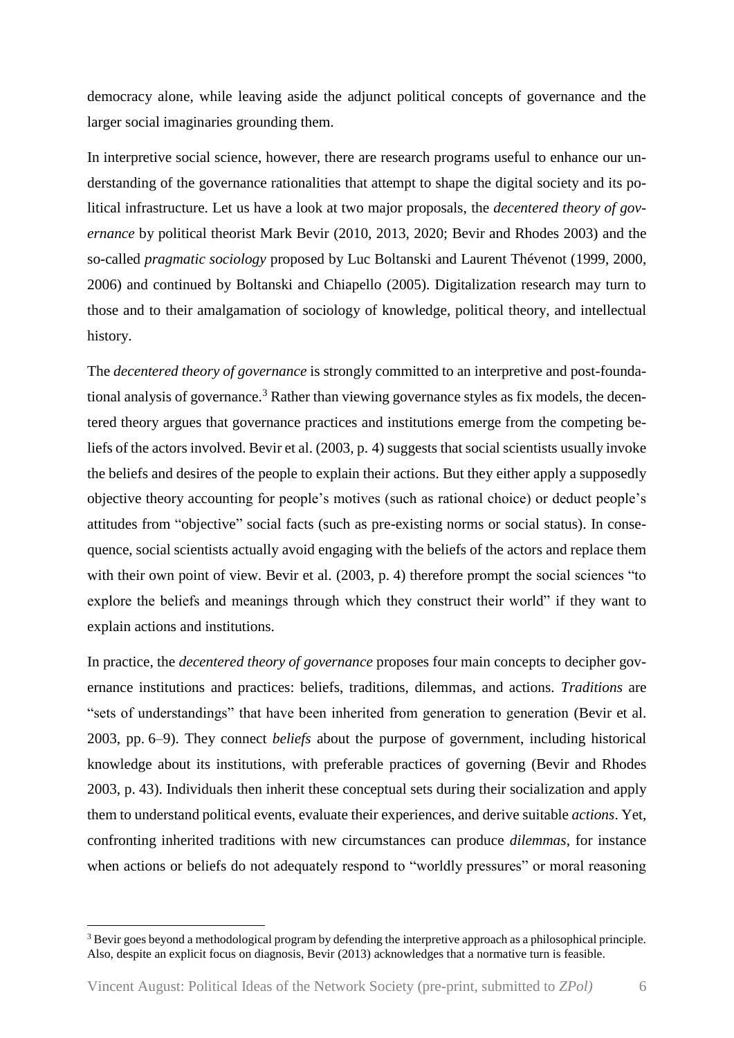democracy alone, while leaving aside the adjunct political concepts of governance and the larger social imaginaries grounding them.

In interpretive social science, however, there are research programs useful to enhance our understanding of the governance rationalities that attempt to shape the digital society and its political infrastructure. Let us have a look at two major proposals, the *decentered theory of governance* by political theorist Mark Bevir (2010, 2013, 2020; Bevir and Rhodes 2003) and the so-called *pragmatic sociology* proposed by Luc Boltanski and Laurent Thévenot (1999, 2000, 2006) and continued by Boltanski and Chiapello (2005). Digitalization research may turn to those and to their amalgamation of sociology of knowledge, political theory, and intellectual history.

The *decentered theory of governance* is strongly committed to an interpretive and post-foundational analysis of governance.[3] Rather than viewing governance styles as fix models, the decentered theory argues that governance practices and institutions emerge from the competing beliefs of the actors involved. Bevir et al. (2003, p. 4) suggests that social scientists usually invoke the beliefs and desires of the people to explain their actions. But they either apply a supposedly objective theory accounting for people's motives (such as rational choice) or deduct people's attitudes from "objective" social facts (such as pre-existing norms or social status). In consequence, social scientists actually avoid engaging with the beliefs of the actors and replace them with their own point of view. Bevir et al. (2003, p. 4) therefore prompt the social sciences "to explore the beliefs and meanings through which they construct their world" if they want to explain actions and institutions.

In practice, the *decentered theory of governance* proposes four main concepts to decipher governance institutions and practices: beliefs, traditions, dilemmas, and actions. *Traditions* are "sets of understandings" that have been inherited from generation to generation (Bevir et al. 2003, pp. 6–9). They connect *beliefs* about the purpose of government, including historical knowledge about its institutions, with preferable practices of governing (Bevir and Rhodes 2003, p. 43). Individuals then inherit these conceptual sets during their socialization and apply them to understand political events, evaluate their experiences, and derive suitable *actions*. Yet, confronting inherited traditions with new circumstances can produce *dilemmas*, for instance when actions or beliefs do not adequately respond to "worldly pressures" or moral reasoning

[3] Bevir goes beyond a methodological program by defending the interpretive approach as a philosophical principle. Also, despite an explicit focus on diagnosis, Bevir (2013) acknowledges that a normative turn is feasible.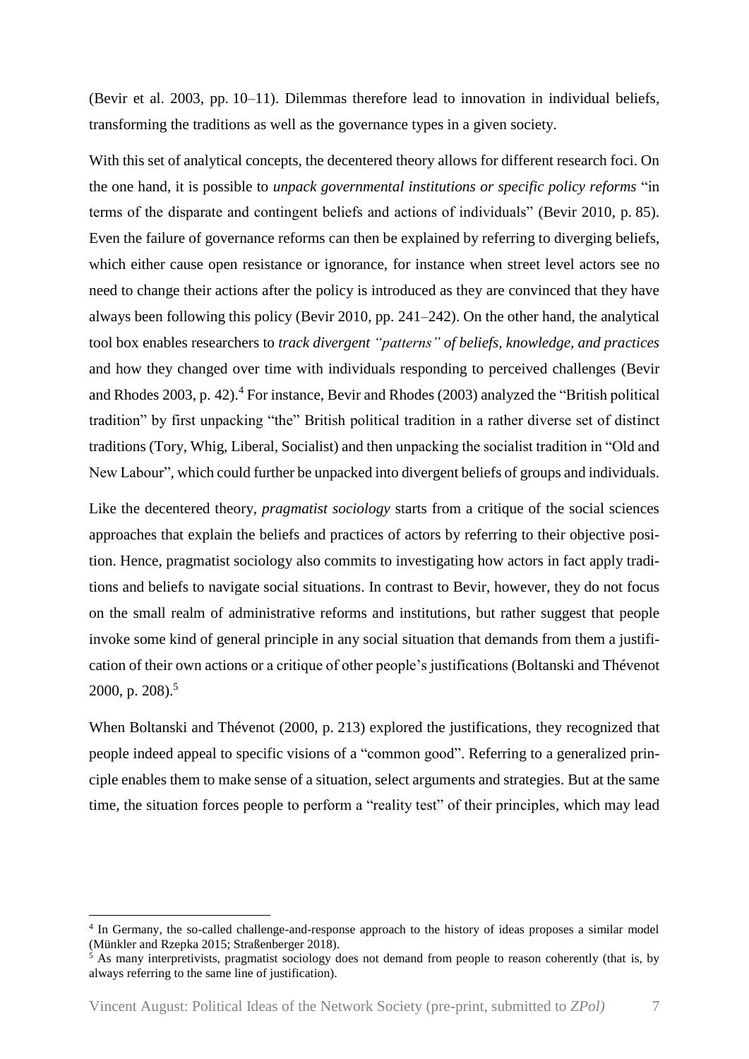(Bevir et al. 2003, pp. 10–11). Dilemmas therefore lead to innovation in individual beliefs, transforming the traditions as well as the governance types in a given society.

With this set of analytical concepts, the decentered theory allows for different research foci. On the one hand, it is possible to *unpack governmental institutions or specific policy reforms* "in terms of the disparate and contingent beliefs and actions of individuals" (Bevir 2010, p. 85). Even the failure of governance reforms can then be explained by referring to diverging beliefs, which either cause open resistance or ignorance, for instance when street level actors see no need to change their actions after the policy is introduced as they are convinced that they have always been following this policy (Bevir 2010, pp. 241–242). On the other hand, the analytical tool box enables researchers to *track divergent "patterns" of beliefs, knowledge, and practices* and how they changed over time with individuals responding to perceived challenges (Bevir and Rhodes 2003, p. 42).[4] For instance, Bevir and Rhodes (2003) analyzed the "British political tradition" by first unpacking "the" British political tradition in a rather diverse set of distinct traditions (Tory, Whig, Liberal, Socialist) and then unpacking the socialist tradition in "Old and New Labour", which could further be unpacked into divergent beliefs of groups and individuals.

Like the decentered theory, *pragmatist sociology* starts from a critique of the social sciences approaches that explain the beliefs and practices of actors by referring to their objective position. Hence, pragmatist sociology also commits to investigating how actors in fact apply traditions and beliefs to navigate social situations. In contrast to Bevir, however, they do not focus on the small realm of administrative reforms and institutions, but rather suggest that people invoke some kind of general principle in any social situation that demands from them a justification of their own actions or a critique of other people's justifications (Boltanski and Thévenot 2000, p. 208).[5]

When Boltanski and Thévenot (2000, p. 213) explored the justifications, they recognized that people indeed appeal to specific visions of a "common good". Referring to a generalized principle enables them to make sense of a situation, select arguments and strategies. But at the same time, the situation forces people to perform a "reality test" of their principles, which may lead

---

[4] In Germany, the so-called challenge-and-response approach to the history of ideas proposes a similar model (Münkler and Rzepka 2015; Straßenberger 2018).

[5] As many interpretivists, pragmatist sociology does not demand from people to reason coherently (that is, by always referring to the same line of justification).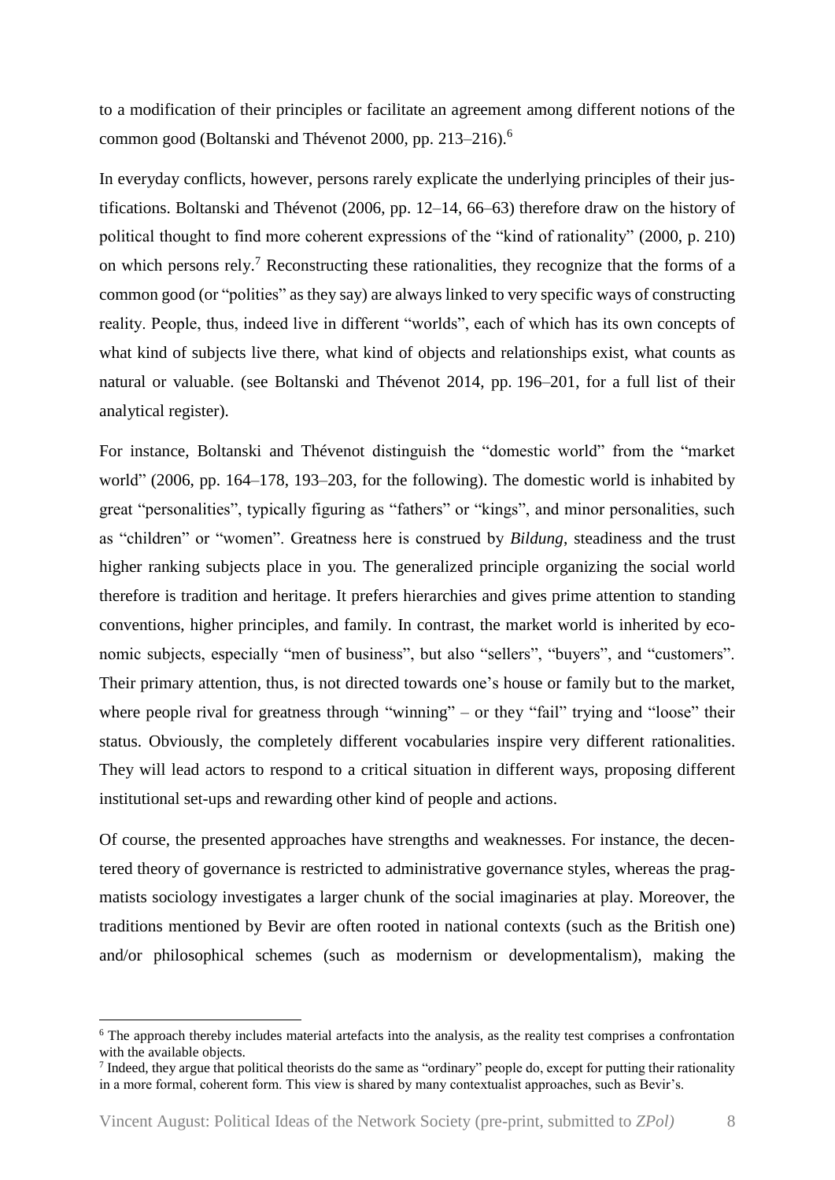to a modification of their principles or facilitate an agreement among different notions of the common good (Boltanski and Thévenot 2000, pp. 213–216).[6]

In everyday conflicts, however, persons rarely explicate the underlying principles of their justifications. Boltanski and Thévenot (2006, pp. 12–14, 66–63) therefore draw on the history of political thought to find more coherent expressions of the "kind of rationality" (2000, p. 210) on which persons rely.[7] Reconstructing these rationalities, they recognize that the forms of a common good (or "polities" as they say) are always linked to very specific ways of constructing reality. People, thus, indeed live in different "worlds", each of which has its own concepts of what kind of subjects live there, what kind of objects and relationships exist, what counts as natural or valuable. (see Boltanski and Thévenot 2014, pp. 196–201, for a full list of their analytical register).

For instance, Boltanski and Thévenot distinguish the "domestic world" from the "market world" (2006, pp. 164–178, 193–203, for the following). The domestic world is inhabited by great "personalities", typically figuring as "fathers" or "kings", and minor personalities, such as "children" or "women". Greatness here is construed by *Bildung*, steadiness and the trust higher ranking subjects place in you. The generalized principle organizing the social world therefore is tradition and heritage. It prefers hierarchies and gives prime attention to standing conventions, higher principles, and family. In contrast, the market world is inherited by economic subjects, especially "men of business", but also "sellers", "buyers", and "customers". Their primary attention, thus, is not directed towards one's house or family but to the market, where people rival for greatness through "winning" – or they "fail" trying and "loose" their status. Obviously, the completely different vocabularies inspire very different rationalities. They will lead actors to respond to a critical situation in different ways, proposing different institutional set-ups and rewarding other kind of people and actions.

Of course, the presented approaches have strengths and weaknesses. For instance, the decentered theory of governance is restricted to administrative governance styles, whereas the pragmatists sociology investigates a larger chunk of the social imaginaries at play. Moreover, the traditions mentioned by Bevir are often rooted in national contexts (such as the British one) and/or philosophical schemes (such as modernism or developmentalism), making the

---

[6] The approach thereby includes material artefacts into the analysis, as the reality test comprises a confrontation with the available objects.

[7] Indeed, they argue that political theorists do the same as "ordinary" people do, except for putting their rationality in a more formal, coherent form. This view is shared by many contextualist approaches, such as Bevir's.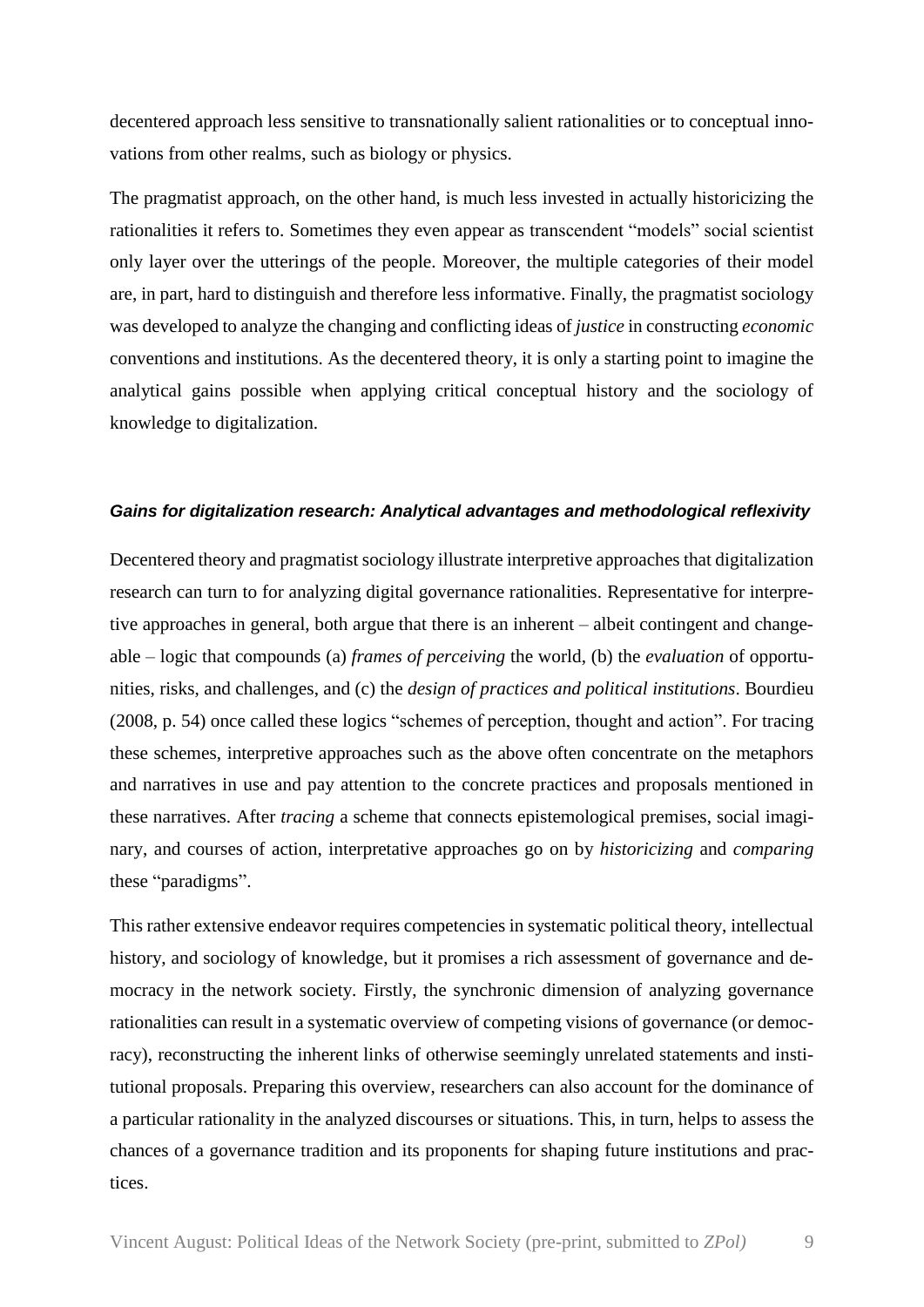decentered approach less sensitive to transnationally salient rationalities or to conceptual innovations from other realms, such as biology or physics.

The pragmatist approach, on the other hand, is much less invested in actually historicizing the rationalities it refers to. Sometimes they even appear as transcendent "models" social scientist only layer over the utterings of the people. Moreover, the multiple categories of their model are, in part, hard to distinguish and therefore less informative. Finally, the pragmatist sociology was developed to analyze the changing and conflicting ideas of *justice* in constructing *economic* conventions and institutions. As the decentered theory, it is only a starting point to imagine the analytical gains possible when applying critical conceptual history and the sociology of knowledge to digitalization.

#### ***Gains for digitalization research: Analytical advantages and methodological reflexivity***

Decentered theory and pragmatist sociology illustrate interpretive approaches that digitalization research can turn to for analyzing digital governance rationalities. Representative for interpretive approaches in general, both argue that there is an inherent – albeit contingent and changeable – logic that compounds (a) *frames of perceiving* the world, (b) the *evaluation* of opportunities, risks, and challenges, and (c) the *design of practices and political institutions*. Bourdieu (2008, p. 54) once called these logics "schemes of perception, thought and action". For tracing these schemes, interpretive approaches such as the above often concentrate on the metaphors and narratives in use and pay attention to the concrete practices and proposals mentioned in these narratives. After *tracing* a scheme that connects epistemological premises, social imaginary, and courses of action, interpretative approaches go on by *historicizing* and *comparing* these "paradigms".

This rather extensive endeavor requires competencies in systematic political theory, intellectual history, and sociology of knowledge, but it promises a rich assessment of governance and democracy in the network society. Firstly, the synchronic dimension of analyzing governance rationalities can result in a systematic overview of competing visions of governance (or democracy), reconstructing the inherent links of otherwise seemingly unrelated statements and institutional proposals. Preparing this overview, researchers can also account for the dominance of a particular rationality in the analyzed discourses or situations. This, in turn, helps to assess the chances of a governance tradition and its proponents for shaping future institutions and practices.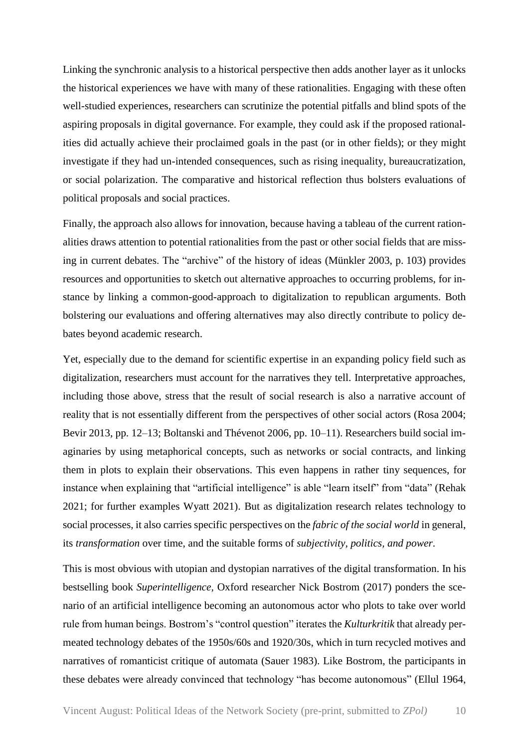Linking the synchronic analysis to a historical perspective then adds another layer as it unlocks the historical experiences we have with many of these rationalities. Engaging with these often well-studied experiences, researchers can scrutinize the potential pitfalls and blind spots of the aspiring proposals in digital governance. For example, they could ask if the proposed rationalities did actually achieve their proclaimed goals in the past (or in other fields); or they might investigate if they had un-intended consequences, such as rising inequality, bureaucratization, or social polarization. The comparative and historical reflection thus bolsters evaluations of political proposals and social practices.

Finally, the approach also allows for innovation, because having a tableau of the current rationalities draws attention to potential rationalities from the past or other social fields that are missing in current debates. The "archive" of the history of ideas (Münkler 2003, p. 103) provides resources and opportunities to sketch out alternative approaches to occurring problems, for instance by linking a common-good-approach to digitalization to republican arguments. Both bolstering our evaluations and offering alternatives may also directly contribute to policy debates beyond academic research.

Yet, especially due to the demand for scientific expertise in an expanding policy field such as digitalization, researchers must account for the narratives they tell. Interpretative approaches, including those above, stress that the result of social research is also a narrative account of reality that is not essentially different from the perspectives of other social actors (Rosa 2004; Bevir 2013, pp. 12–13; Boltanski and Thévenot 2006, pp. 10–11). Researchers build social imaginaries by using metaphorical concepts, such as networks or social contracts, and linking them in plots to explain their observations. This even happens in rather tiny sequences, for instance when explaining that "artificial intelligence" is able "learn itself" from "data" (Rehak 2021; for further examples Wyatt 2021). But as digitalization research relates technology to social processes, it also carries specific perspectives on the *fabric of the social world* in general, its *transformation* over time, and the suitable forms of *subjectivity, politics, and power*.

This is most obvious with utopian and dystopian narratives of the digital transformation. In his bestselling book *Superintelligence*, Oxford researcher Nick Bostrom (2017) ponders the scenario of an artificial intelligence becoming an autonomous actor who plots to take over world rule from human beings. Bostrom's "control question" iterates the *Kulturkritik* that already permeated technology debates of the 1950s/60s and 1920/30s, which in turn recycled motives and narratives of romanticist critique of automata (Sauer 1983). Like Bostrom, the participants in these debates were already convinced that technology "has become autonomous" (Ellul 1964,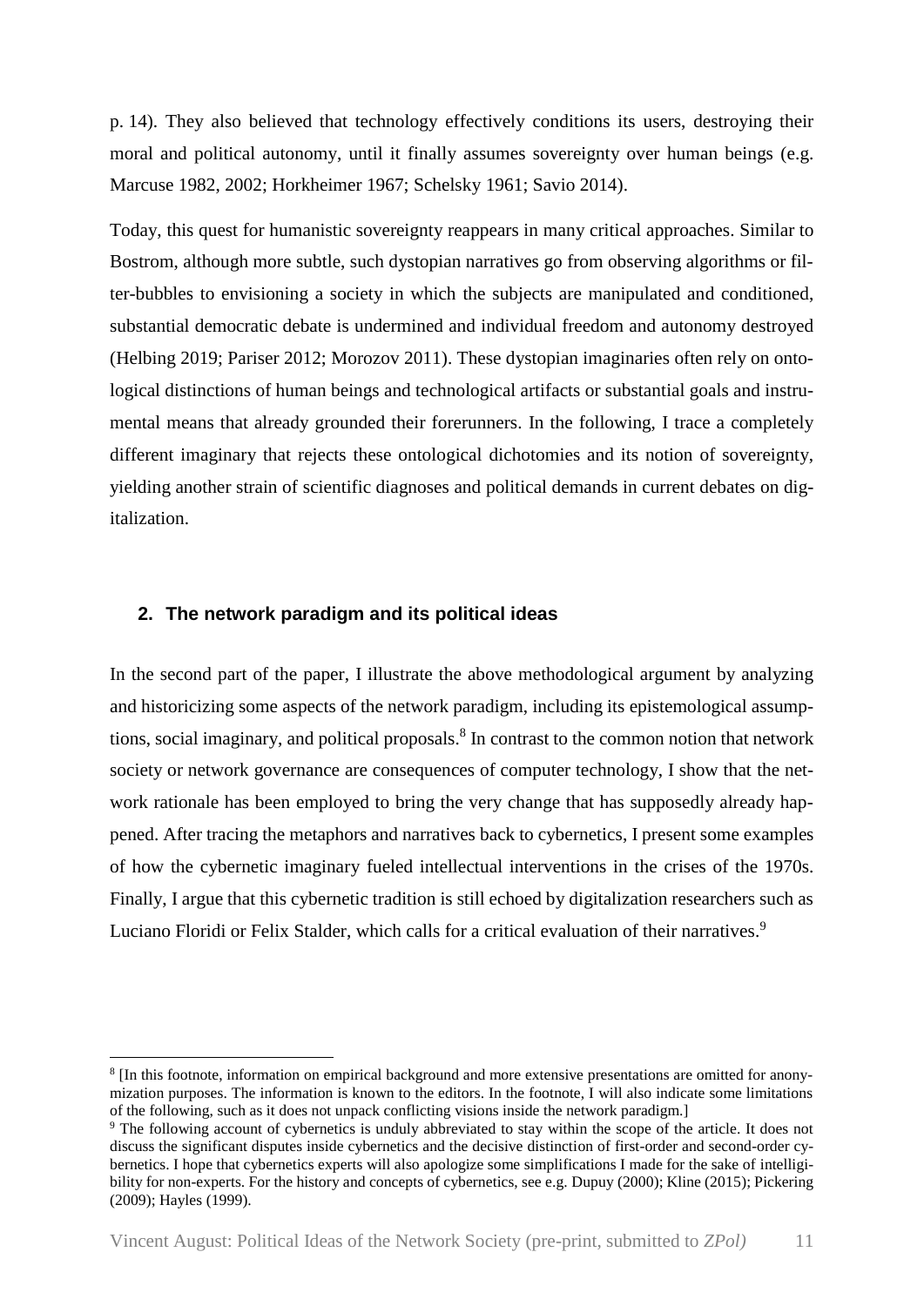p. 14). They also believed that technology effectively conditions its users, destroying their moral and political autonomy, until it finally assumes sovereignty over human beings (e.g. Marcuse 1982, 2002; Horkheimer 1967; Schelsky 1961; Savio 2014).

Today, this quest for humanistic sovereignty reappears in many critical approaches. Similar to Bostrom, although more subtle, such dystopian narratives go from observing algorithms or filter-bubbles to envisioning a society in which the subjects are manipulated and conditioned, substantial democratic debate is undermined and individual freedom and autonomy destroyed (Helbing 2019; Pariser 2012; Morozov 2011). These dystopian imaginaries often rely on ontological distinctions of human beings and technological artifacts or substantial goals and instrumental means that already grounded their forerunners. In the following, I trace a completely different imaginary that rejects these ontological dichotomies and its notion of sovereignty, yielding another strain of scientific diagnoses and political demands in current debates on digitalization.

## 2. The network paradigm and its political ideas

In the second part of the paper, I illustrate the above methodological argument by analyzing and historicizing some aspects of the network paradigm, including its epistemological assumptions, social imaginary, and political proposals.[8] In contrast to the common notion that network society or network governance are consequences of computer technology, I show that the network rationale has been employed to bring the very change that has supposedly already happened. After tracing the metaphors and narratives back to cybernetics, I present some examples of how the cybernetic imaginary fueled intellectual interventions in the crises of the 1970s. Finally, I argue that this cybernetic tradition is still echoed by digitalization researchers such as Luciano Floridi or Felix Stalder, which calls for a critical evaluation of their narratives.[9]

---

[8] [In this footnote, information on empirical background and more extensive presentations are omitted for anonymization purposes. The information is known to the editors. In the footnote, I will also indicate some limitations of the following, such as it does not unpack conflicting visions inside the network paradigm.]

[9] The following account of cybernetics is unduly abbreviated to stay within the scope of the article. It does not discuss the significant disputes inside cybernetics and the decisive distinction of first-order and second-order cybernetics. I hope that cybernetics experts will also apologize some simplifications I made for the sake of intelligibility for non-experts. For the history and concepts of cybernetics, see e.g. Dupuy (2000); Kline (2015); Pickering (2009); Hayles (1999).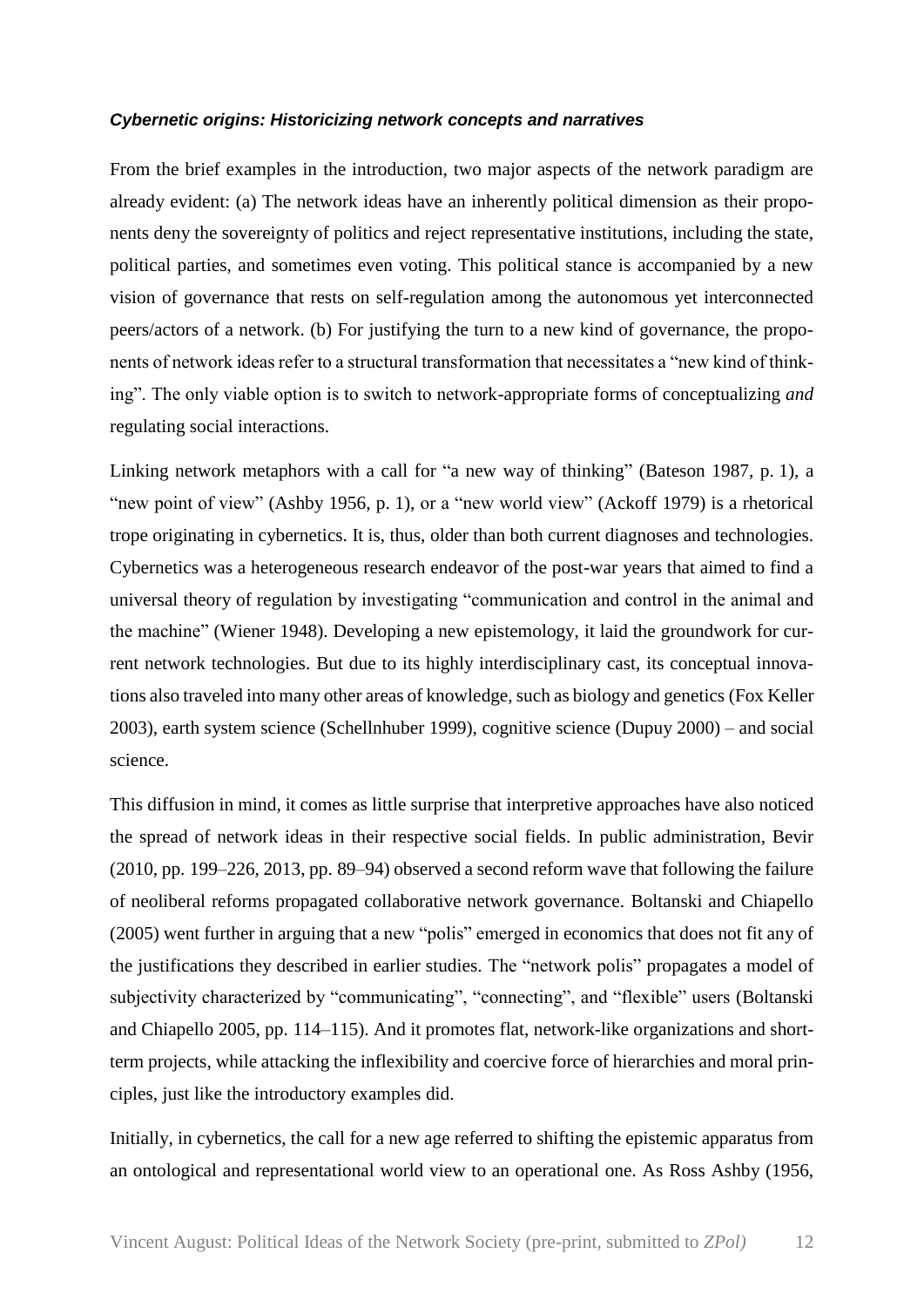### ***Cybernetic origins: Historicizing network concepts and narratives***

From the brief examples in the introduction, two major aspects of the network paradigm are already evident: (a) The network ideas have an inherently political dimension as their proponents deny the sovereignty of politics and reject representative institutions, including the state, political parties, and sometimes even voting. This political stance is accompanied by a new vision of governance that rests on self-regulation among the autonomous yet interconnected peers/actors of a network. (b) For justifying the turn to a new kind of governance, the proponents of network ideas refer to a structural transformation that necessitates a "new kind of thinking". The only viable option is to switch to network-appropriate forms of conceptualizing *and* regulating social interactions.

Linking network metaphors with a call for "a new way of thinking" (Bateson 1987, p. 1), a "new point of view" (Ashby 1956, p. 1), or a "new world view" (Ackoff 1979) is a rhetorical trope originating in cybernetics. It is, thus, older than both current diagnoses and technologies. Cybernetics was a heterogeneous research endeavor of the post-war years that aimed to find a universal theory of regulation by investigating "communication and control in the animal and the machine" (Wiener 1948). Developing a new epistemology, it laid the groundwork for current network technologies. But due to its highly interdisciplinary cast, its conceptual innovations also traveled into many other areas of knowledge, such as biology and genetics (Fox Keller 2003), earth system science (Schellnhuber 1999), cognitive science (Dupuy 2000) – and social science.

This diffusion in mind, it comes as little surprise that interpretive approaches have also noticed the spread of network ideas in their respective social fields. In public administration, Bevir (2010, pp. 199–226, 2013, pp. 89–94) observed a second reform wave that following the failure of neoliberal reforms propagated collaborative network governance. Boltanski and Chiapello (2005) went further in arguing that a new "polis" emerged in economics that does not fit any of the justifications they described in earlier studies. The "network polis" propagates a model of subjectivity characterized by "communicating", "connecting", and "flexible" users (Boltanski and Chiapello 2005, pp. 114–115). And it promotes flat, network-like organizations and short-term projects, while attacking the inflexibility and coercive force of hierarchies and moral principles, just like the introductory examples did.

Initially, in cybernetics, the call for a new age referred to shifting the epistemic apparatus from an ontological and representational world view to an operational one. As Ross Ashby (1956,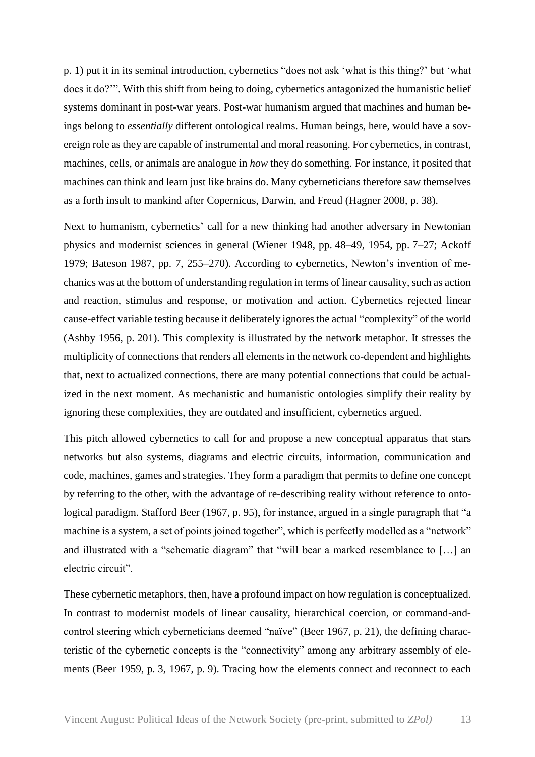p. 1) put it in its seminal introduction, cybernetics "does not ask 'what is this thing?' but 'what does it do?'". With this shift from being to doing, cybernetics antagonized the humanistic belief systems dominant in post-war years. Post-war humanism argued that machines and human beings belong to *essentially* different ontological realms. Human beings, here, would have a sovereign role as they are capable of instrumental and moral reasoning. For cybernetics, in contrast, machines, cells, or animals are analogue in *how* they do something. For instance, it posited that machines can think and learn just like brains do. Many cyberneticians therefore saw themselves as a forth insult to mankind after Copernicus, Darwin, and Freud (Hagner 2008, p. 38).

Next to humanism, cybernetics' call for a new thinking had another adversary in Newtonian physics and modernist sciences in general (Wiener 1948, pp. 48–49, 1954, pp. 7–27; Ackoff 1979; Bateson 1987, pp. 7, 255–270). According to cybernetics, Newton's invention of mechanics was at the bottom of understanding regulation in terms of linear causality, such as action and reaction, stimulus and response, or motivation and action. Cybernetics rejected linear cause-effect variable testing because it deliberately ignores the actual "complexity" of the world (Ashby 1956, p. 201). This complexity is illustrated by the network metaphor. It stresses the multiplicity of connections that renders all elements in the network co-dependent and highlights that, next to actualized connections, there are many potential connections that could be actualized in the next moment. As mechanistic and humanistic ontologies simplify their reality by ignoring these complexities, they are outdated and insufficient, cybernetics argued.

This pitch allowed cybernetics to call for and propose a new conceptual apparatus that stars networks but also systems, diagrams and electric circuits, information, communication and code, machines, games and strategies. They form a paradigm that permits to define one concept by referring to the other, with the advantage of re-describing reality without reference to ontological paradigm. Stafford Beer (1967, p. 95), for instance, argued in a single paragraph that "a machine is a system, a set of points joined together", which is perfectly modelled as a "network" and illustrated with a "schematic diagram" that "will bear a marked resemblance to […] an electric circuit".

These cybernetic metaphors, then, have a profound impact on how regulation is conceptualized. In contrast to modernist models of linear causality, hierarchical coercion, or command-and-control steering which cyberneticians deemed "naïve" (Beer 1967, p. 21), the defining characteristic of the cybernetic concepts is the "connectivity" among any arbitrary assembly of elements (Beer 1959, p. 3, 1967, p. 9). Tracing how the elements connect and reconnect to each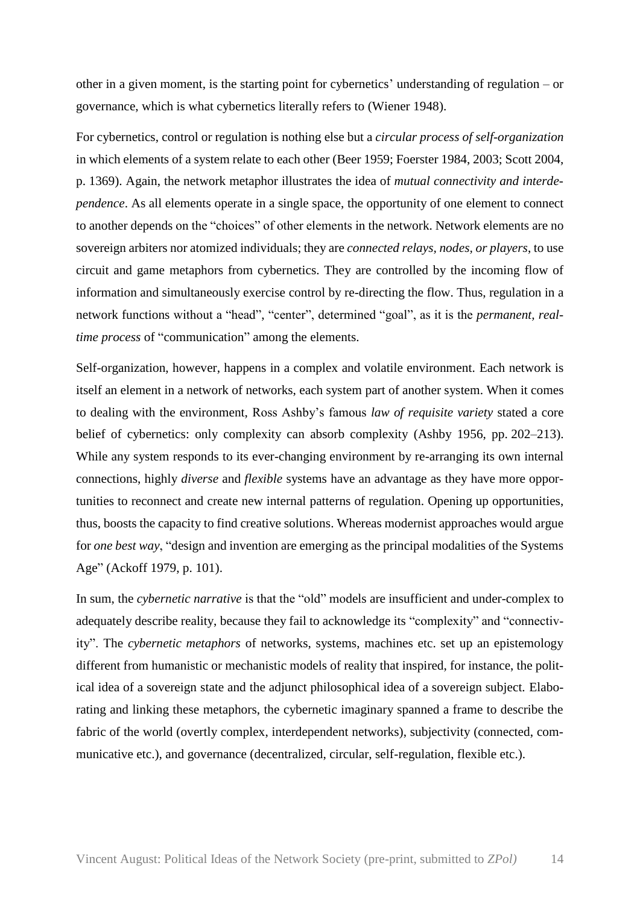other in a given moment, is the starting point for cybernetics' understanding of regulation – or governance, which is what cybernetics literally refers to (Wiener 1948).

For cybernetics, control or regulation is nothing else but a *circular process of self-organization* in which elements of a system relate to each other (Beer 1959; Foerster 1984, 2003; Scott 2004, p. 1369). Again, the network metaphor illustrates the idea of *mutual connectivity and interdependence*. As all elements operate in a single space, the opportunity of one element to connect to another depends on the "choices" of other elements in the network. Network elements are no sovereign arbiters nor atomized individuals; they are *connected relays, nodes, or players*, to use circuit and game metaphors from cybernetics. They are controlled by the incoming flow of information and simultaneously exercise control by re-directing the flow. Thus, regulation in a network functions without a "head", "center", determined "goal", as it is the *permanent, real-time process* of "communication" among the elements.

Self-organization, however, happens in a complex and volatile environment. Each network is itself an element in a network of networks, each system part of another system. When it comes to dealing with the environment, Ross Ashby's famous *law of requisite variety* stated a core belief of cybernetics: only complexity can absorb complexity (Ashby 1956, pp. 202–213). While any system responds to its ever-changing environment by re-arranging its own internal connections, highly *diverse* and *flexible* systems have an advantage as they have more opportunities to reconnect and create new internal patterns of regulation. Opening up opportunities, thus, boosts the capacity to find creative solutions. Whereas modernist approaches would argue for *one best way*, "design and invention are emerging as the principal modalities of the Systems Age" (Ackoff 1979, p. 101).

In sum, the *cybernetic narrative* is that the "old" models are insufficient and under-complex to adequately describe reality, because they fail to acknowledge its "complexity" and "connectivity". The *cybernetic metaphors* of networks, systems, machines etc. set up an epistemology different from humanistic or mechanistic models of reality that inspired, for instance, the political idea of a sovereign state and the adjunct philosophical idea of a sovereign subject. Elaborating and linking these metaphors, the cybernetic imaginary spanned a frame to describe the fabric of the world (overtly complex, interdependent networks), subjectivity (connected, communicative etc.), and governance (decentralized, circular, self-regulation, flexible etc.).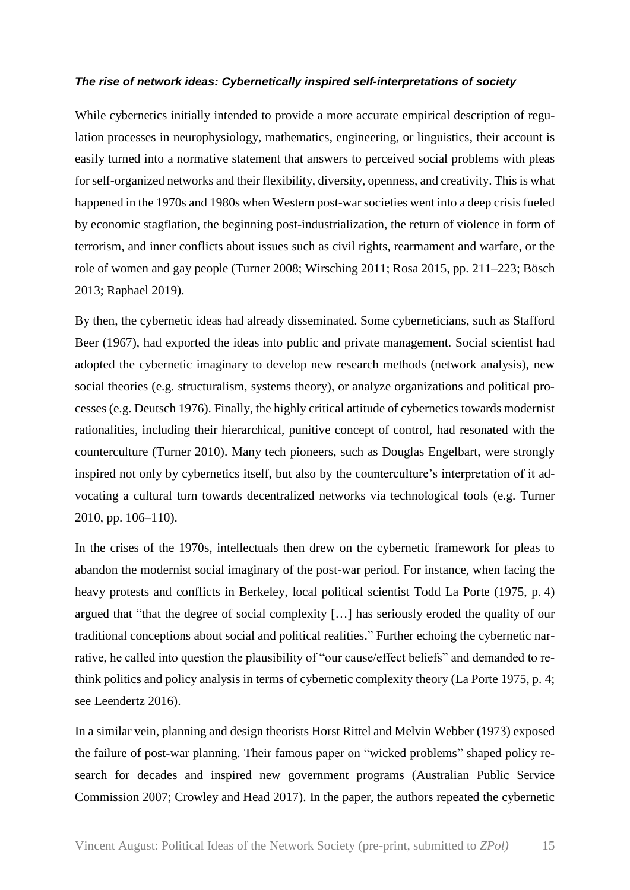### *The rise of network ideas: Cybernetically inspired self-interpretations of society*

While cybernetics initially intended to provide a more accurate empirical description of regulation processes in neurophysiology, mathematics, engineering, or linguistics, their account is easily turned into a normative statement that answers to perceived social problems with pleas for self-organized networks and their flexibility, diversity, openness, and creativity. This is what happened in the 1970s and 1980s when Western post-war societies went into a deep crisis fueled by economic stagflation, the beginning post-industrialization, the return of violence in form of terrorism, and inner conflicts about issues such as civil rights, rearmament and warfare, or the role of women and gay people (Turner 2008; Wirsching 2011; Rosa 2015, pp. 211–223; Bösch 2013; Raphael 2019).

By then, the cybernetic ideas had already disseminated. Some cyberneticians, such as Stafford Beer (1967), had exported the ideas into public and private management. Social scientist had adopted the cybernetic imaginary to develop new research methods (network analysis), new social theories (e.g. structuralism, systems theory), or analyze organizations and political processes (e.g. Deutsch 1976). Finally, the highly critical attitude of cybernetics towards modernist rationalities, including their hierarchical, punitive concept of control, had resonated with the counterculture (Turner 2010). Many tech pioneers, such as Douglas Engelbart, were strongly inspired not only by cybernetics itself, but also by the counterculture's interpretation of it advocating a cultural turn towards decentralized networks via technological tools (e.g. Turner 2010, pp. 106–110).

In the crises of the 1970s, intellectuals then drew on the cybernetic framework for pleas to abandon the modernist social imaginary of the post-war period. For instance, when facing the heavy protests and conflicts in Berkeley, local political scientist Todd La Porte (1975, p. 4) argued that "that the degree of social complexity […] has seriously eroded the quality of our traditional conceptions about social and political realities." Further echoing the cybernetic narrative, he called into question the plausibility of "our cause/effect beliefs" and demanded to rethink politics and policy analysis in terms of cybernetic complexity theory (La Porte 1975, p. 4; see Leendertz 2016).

In a similar vein, planning and design theorists Horst Rittel and Melvin Webber (1973) exposed the failure of post-war planning. Their famous paper on "wicked problems" shaped policy research for decades and inspired new government programs (Australian Public Service Commission 2007; Crowley and Head 2017). In the paper, the authors repeated the cybernetic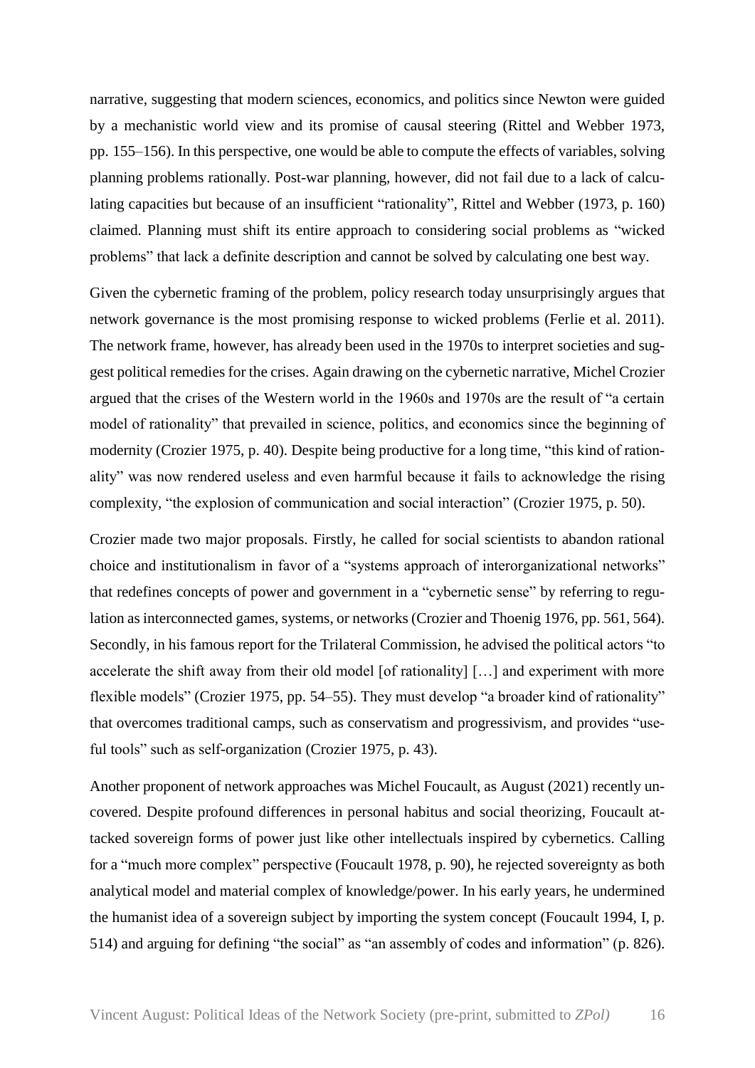narrative, suggesting that modern sciences, economics, and politics since Newton were guided by a mechanistic world view and its promise of causal steering (Rittel and Webber 1973, pp. 155–156). In this perspective, one would be able to compute the effects of variables, solving planning problems rationally. Post-war planning, however, did not fail due to a lack of calculating capacities but because of an insufficient "rationality", Rittel and Webber (1973, p. 160) claimed. Planning must shift its entire approach to considering social problems as "wicked problems" that lack a definite description and cannot be solved by calculating one best way.

Given the cybernetic framing of the problem, policy research today unsurprisingly argues that network governance is the most promising response to wicked problems (Ferlie et al. 2011). The network frame, however, has already been used in the 1970s to interpret societies and suggest political remedies for the crises. Again drawing on the cybernetic narrative, Michel Crozier argued that the crises of the Western world in the 1960s and 1970s are the result of "a certain model of rationality" that prevailed in science, politics, and economics since the beginning of modernity (Crozier 1975, p. 40). Despite being productive for a long time, "this kind of rationality" was now rendered useless and even harmful because it fails to acknowledge the rising complexity, "the explosion of communication and social interaction" (Crozier 1975, p. 50).

Crozier made two major proposals. Firstly, he called for social scientists to abandon rational choice and institutionalism in favor of a "systems approach of interorganizational networks" that redefines concepts of power and government in a "cybernetic sense" by referring to regulation as interconnected games, systems, or networks (Crozier and Thoenig 1976, pp. 561, 564). Secondly, in his famous report for the Trilateral Commission, he advised the political actors "to accelerate the shift away from their old model [of rationality] […] and experiment with more flexible models" (Crozier 1975, pp. 54–55). They must develop "a broader kind of rationality" that overcomes traditional camps, such as conservatism and progressivism, and provides "useful tools" such as self-organization (Crozier 1975, p. 43).

Another proponent of network approaches was Michel Foucault, as August (2021) recently uncovered. Despite profound differences in personal habitus and social theorizing, Foucault attacked sovereign forms of power just like other intellectuals inspired by cybernetics. Calling for a "much more complex" perspective (Foucault 1978, p. 90), he rejected sovereignty as both analytical model and material complex of knowledge/power. In his early years, he undermined the humanist idea of a sovereign subject by importing the system concept (Foucault 1994, I, p. 514) and arguing for defining "the social" as "an assembly of codes and information" (p. 826).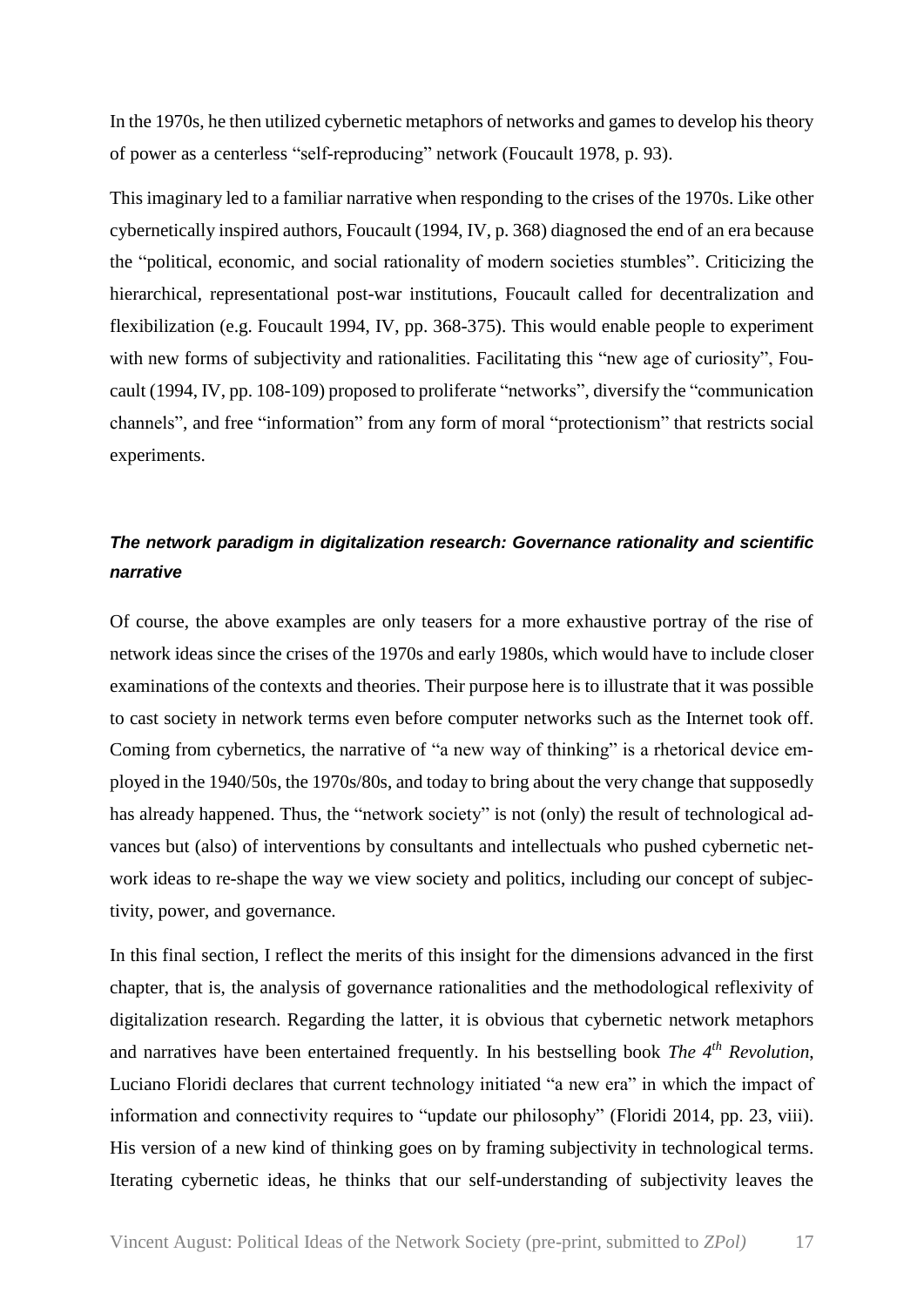In the 1970s, he then utilized cybernetic metaphors of networks and games to develop his theory of power as a centerless "self-reproducing" network (Foucault 1978, p. 93).

This imaginary led to a familiar narrative when responding to the crises of the 1970s. Like other cybernetically inspired authors, Foucault (1994, IV, p. 368) diagnosed the end of an era because the "political, economic, and social rationality of modern societies stumbles". Criticizing the hierarchical, representational post-war institutions, Foucault called for decentralization and flexibilization (e.g. Foucault 1994, IV, pp. 368-375). This would enable people to experiment with new forms of subjectivity and rationalities. Facilitating this "new age of curiosity", Foucault (1994, IV, pp. 108-109) proposed to proliferate "networks", diversify the "communication channels", and free "information" from any form of moral "protectionism" that restricts social experiments.

### ***The network paradigm in digitalization research: Governance rationality and scientific narrative***

Of course, the above examples are only teasers for a more exhaustive portray of the rise of network ideas since the crises of the 1970s and early 1980s, which would have to include closer examinations of the contexts and theories. Their purpose here is to illustrate that it was possible to cast society in network terms even before computer networks such as the Internet took off. Coming from cybernetics, the narrative of "a new way of thinking" is a rhetorical device employed in the 1940/50s, the 1970s/80s, and today to bring about the very change that supposedly has already happened. Thus, the "network society" is not (only) the result of technological advances but (also) of interventions by consultants and intellectuals who pushed cybernetic network ideas to re-shape the way we view society and politics, including our concept of subjectivity, power, and governance.

In this final section, I reflect the merits of this insight for the dimensions advanced in the first chapter, that is, the analysis of governance rationalities and the methodological reflexivity of digitalization research. Regarding the latter, it is obvious that cybernetic network metaphors and narratives have been entertained frequently. In his bestselling book *The 4th Revolution*, Luciano Floridi declares that current technology initiated "a new era" in which the impact of information and connectivity requires to "update our philosophy" (Floridi 2014, pp. 23, viii). His version of a new kind of thinking goes on by framing subjectivity in technological terms. Iterating cybernetic ideas, he thinks that our self-understanding of subjectivity leaves the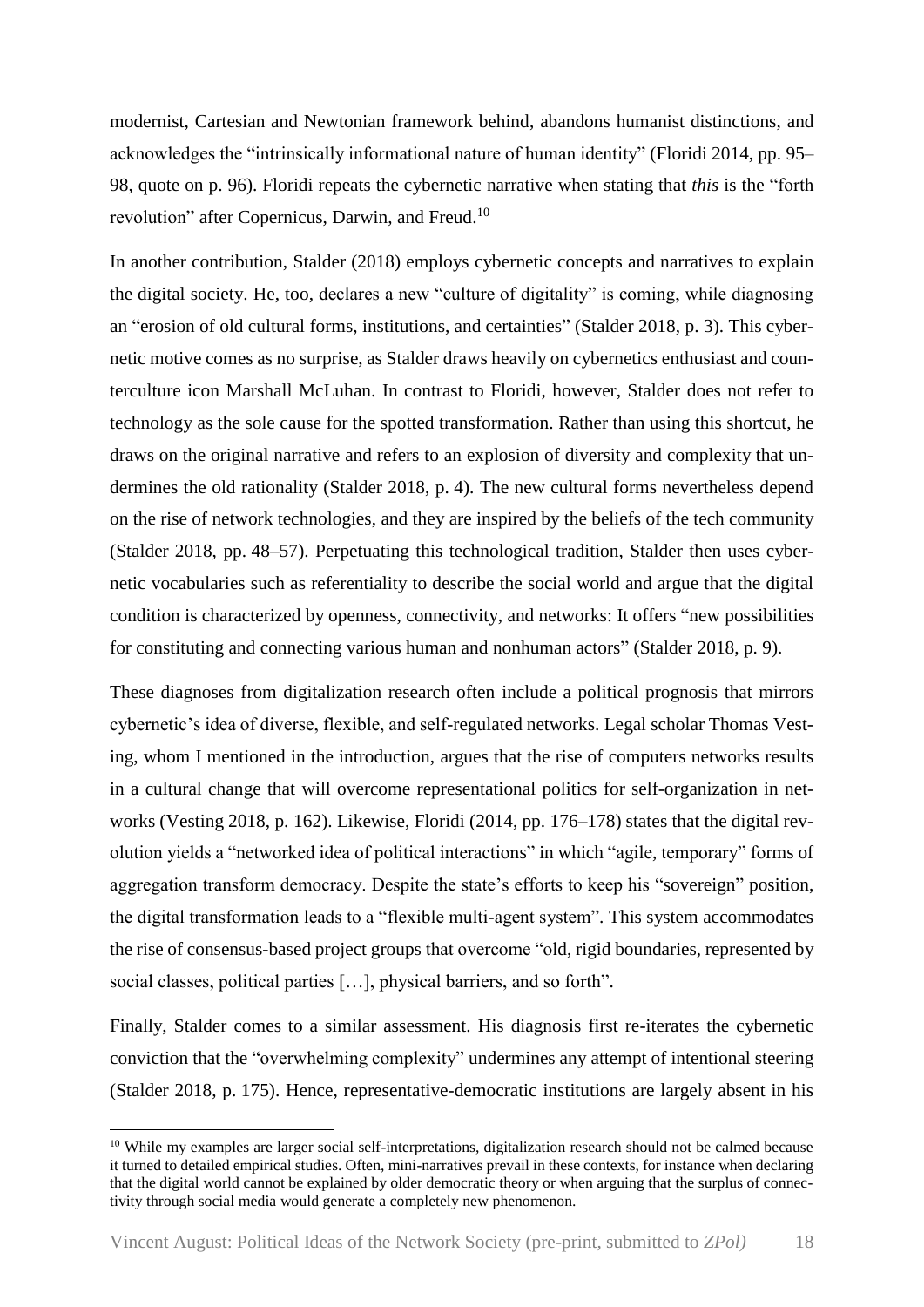modernist, Cartesian and Newtonian framework behind, abandons humanist distinctions, and acknowledges the "intrinsically informational nature of human identity" (Floridi 2014, pp. 95–98, quote on p. 96). Floridi repeats the cybernetic narrative when stating that *this* is the "forth revolution" after Copernicus, Darwin, and Freud.[10]

In another contribution, Stalder (2018) employs cybernetic concepts and narratives to explain the digital society. He, too, declares a new "culture of digitality" is coming, while diagnosing an "erosion of old cultural forms, institutions, and certainties" (Stalder 2018, p. 3). This cybernetic motive comes as no surprise, as Stalder draws heavily on cybernetics enthusiast and counterculture icon Marshall McLuhan. In contrast to Floridi, however, Stalder does not refer to technology as the sole cause for the spotted transformation. Rather than using this shortcut, he draws on the original narrative and refers to an explosion of diversity and complexity that undermines the old rationality (Stalder 2018, p. 4). The new cultural forms nevertheless depend on the rise of network technologies, and they are inspired by the beliefs of the tech community (Stalder 2018, pp. 48–57). Perpetuating this technological tradition, Stalder then uses cybernetic vocabularies such as referentiality to describe the social world and argue that the digital condition is characterized by openness, connectivity, and networks: It offers "new possibilities for constituting and connecting various human and nonhuman actors" (Stalder 2018, p. 9).

These diagnoses from digitalization research often include a political prognosis that mirrors cybernetic's idea of diverse, flexible, and self-regulated networks. Legal scholar Thomas Vesting, whom I mentioned in the introduction, argues that the rise of computers networks results in a cultural change that will overcome representational politics for self-organization in networks (Vesting 2018, p. 162). Likewise, Floridi (2014, pp. 176–178) states that the digital revolution yields a "networked idea of political interactions" in which "agile, temporary" forms of aggregation transform democracy. Despite the state's efforts to keep his "sovereign" position, the digital transformation leads to a "flexible multi-agent system". This system accommodates the rise of consensus-based project groups that overcome "old, rigid boundaries, represented by social classes, political parties […], physical barriers, and so forth".

Finally, Stalder comes to a similar assessment. His diagnosis first re-iterates the cybernetic conviction that the "overwhelming complexity" undermines any attempt of intentional steering (Stalder 2018, p. 175). Hence, representative-democratic institutions are largely absent in his

---

[10] While my examples are larger social self-interpretations, digitalization research should not be calmed because it turned to detailed empirical studies. Often, mini-narratives prevail in these contexts, for instance when declaring that the digital world cannot be explained by older democratic theory or when arguing that the surplus of connectivity through social media would generate a completely new phenomenon.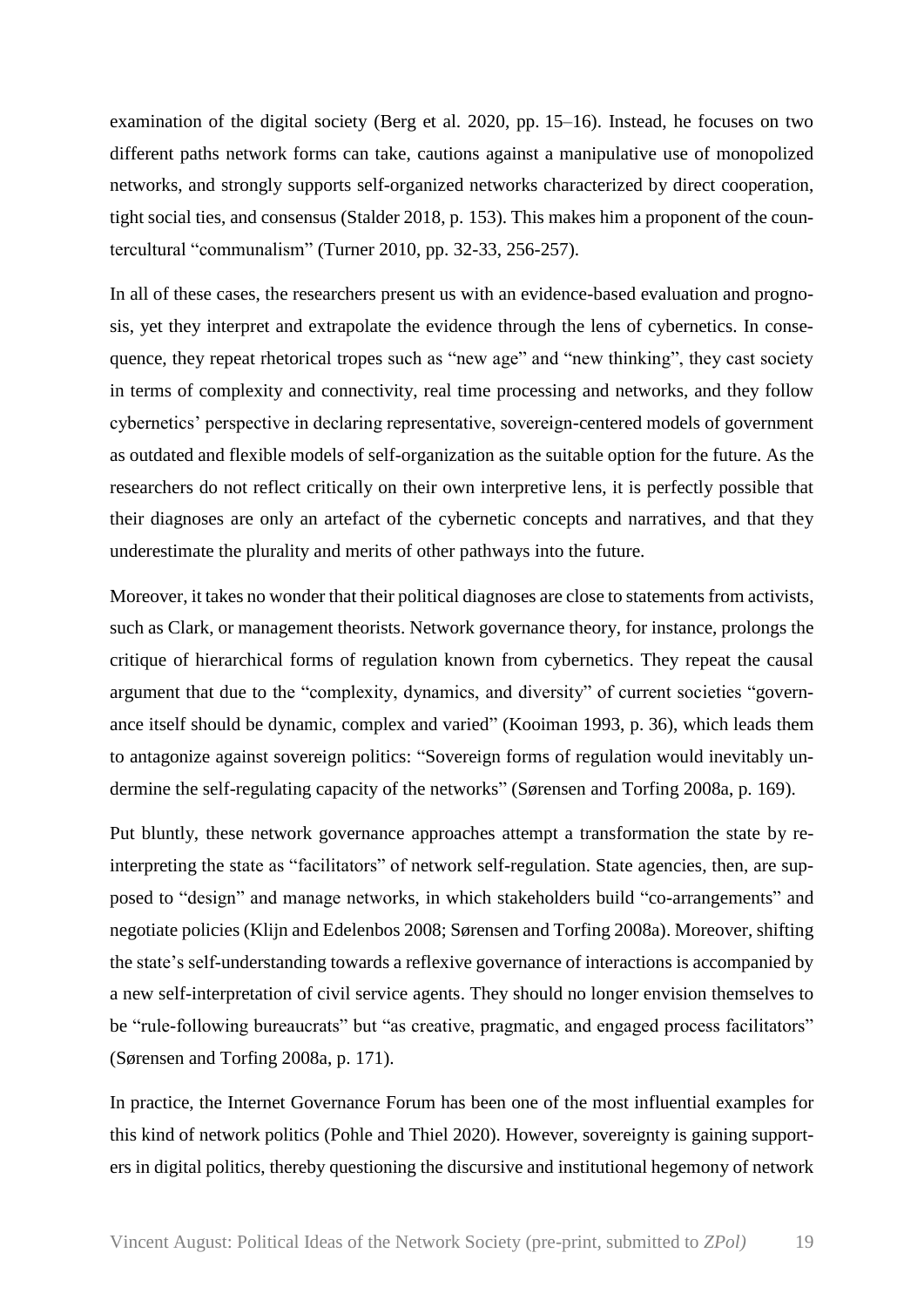examination of the digital society (Berg et al. 2020, pp. 15–16). Instead, he focuses on two different paths network forms can take, cautions against a manipulative use of monopolized networks, and strongly supports self-organized networks characterized by direct cooperation, tight social ties, and consensus (Stalder 2018, p. 153). This makes him a proponent of the countercultural "communalism" (Turner 2010, pp. 32-33, 256-257).

In all of these cases, the researchers present us with an evidence-based evaluation and prognosis, yet they interpret and extrapolate the evidence through the lens of cybernetics. In consequence, they repeat rhetorical tropes such as "new age" and "new thinking", they cast society in terms of complexity and connectivity, real time processing and networks, and they follow cybernetics' perspective in declaring representative, sovereign-centered models of government as outdated and flexible models of self-organization as the suitable option for the future. As the researchers do not reflect critically on their own interpretive lens, it is perfectly possible that their diagnoses are only an artefact of the cybernetic concepts and narratives, and that they underestimate the plurality and merits of other pathways into the future.

Moreover, it takes no wonder that their political diagnoses are close to statements from activists, such as Clark, or management theorists. Network governance theory, for instance, prolongs the critique of hierarchical forms of regulation known from cybernetics. They repeat the causal argument that due to the "complexity, dynamics, and diversity" of current societies "governance itself should be dynamic, complex and varied" (Kooiman 1993, p. 36), which leads them to antagonize against sovereign politics: "Sovereign forms of regulation would inevitably undermine the self-regulating capacity of the networks" (Sørensen and Torfing 2008a, p. 169).

Put bluntly, these network governance approaches attempt a transformation the state by reinterpreting the state as "facilitators" of network self-regulation. State agencies, then, are supposed to "design" and manage networks, in which stakeholders build "co-arrangements" and negotiate policies (Klijn and Edelenbos 2008; Sørensen and Torfing 2008a). Moreover, shifting the state's self-understanding towards a reflexive governance of interactions is accompanied by a new self-interpretation of civil service agents. They should no longer envision themselves to be "rule-following bureaucrats" but "as creative, pragmatic, and engaged process facilitators" (Sørensen and Torfing 2008a, p. 171).

In practice, the Internet Governance Forum has been one of the most influential examples for this kind of network politics (Pohle and Thiel 2020). However, sovereignty is gaining supporters in digital politics, thereby questioning the discursive and institutional hegemony of network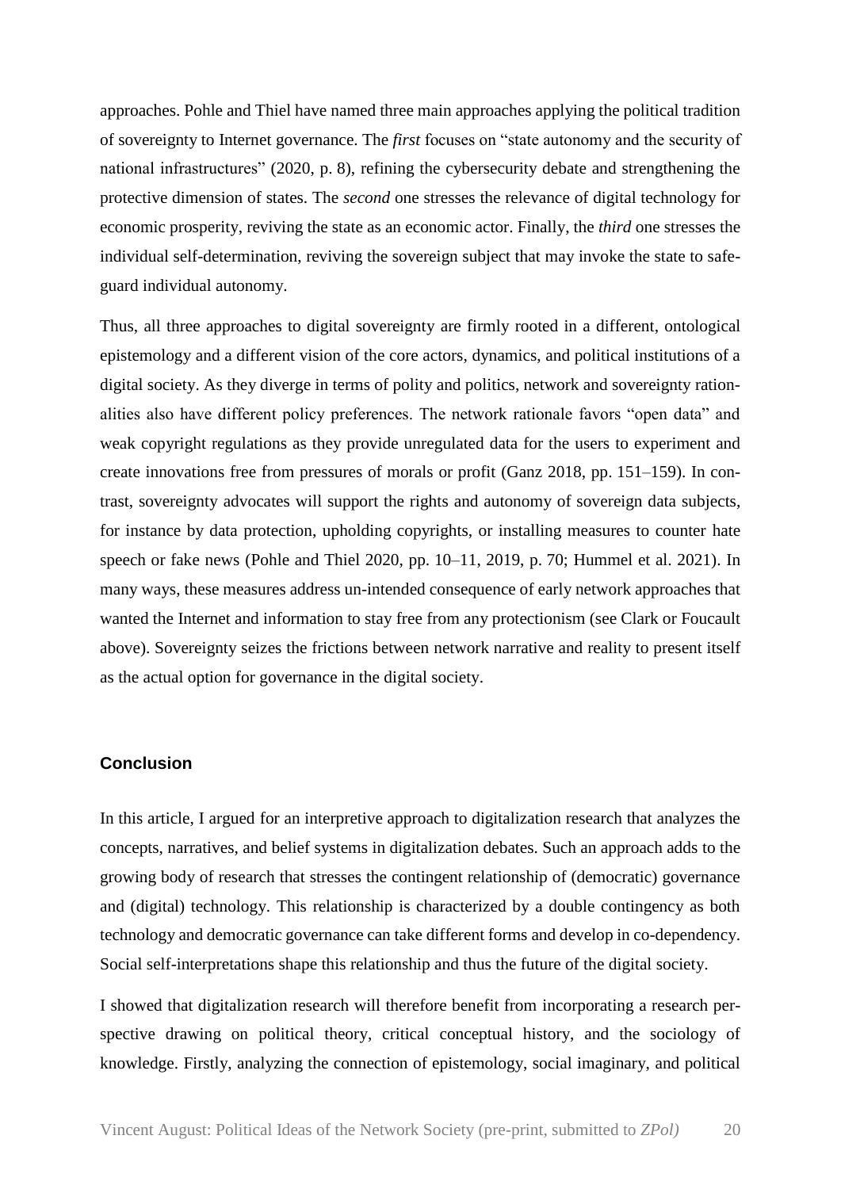approaches. Pohle and Thiel have named three main approaches applying the political tradition of sovereignty to Internet governance. The *first* focuses on "state autonomy and the security of national infrastructures" (2020, p. 8), refining the cybersecurity debate and strengthening the protective dimension of states. The *second* one stresses the relevance of digital technology for economic prosperity, reviving the state as an economic actor. Finally, the *third* one stresses the individual self-determination, reviving the sovereign subject that may invoke the state to safeguard individual autonomy.

Thus, all three approaches to digital sovereignty are firmly rooted in a different, ontological epistemology and a different vision of the core actors, dynamics, and political institutions of a digital society. As they diverge in terms of polity and politics, network and sovereignty rationalities also have different policy preferences. The network rationale favors "open data" and weak copyright regulations as they provide unregulated data for the users to experiment and create innovations free from pressures of morals or profit (Ganz 2018, pp. 151–159). In contrast, sovereignty advocates will support the rights and autonomy of sovereign data subjects, for instance by data protection, upholding copyrights, or installing measures to counter hate speech or fake news (Pohle and Thiel 2020, pp. 10–11, 2019, p. 70; Hummel et al. 2021). In many ways, these measures address un-intended consequence of early network approaches that wanted the Internet and information to stay free from any protectionism (see Clark or Foucault above). Sovereignty seizes the frictions between network narrative and reality to present itself as the actual option for governance in the digital society.

## Conclusion

In this article, I argued for an interpretive approach to digitalization research that analyzes the concepts, narratives, and belief systems in digitalization debates. Such an approach adds to the growing body of research that stresses the contingent relationship of (democratic) governance and (digital) technology. This relationship is characterized by a double contingency as both technology and democratic governance can take different forms and develop in co-dependency. Social self-interpretations shape this relationship and thus the future of the digital society.

I showed that digitalization research will therefore benefit from incorporating a research perspective drawing on political theory, critical conceptual history, and the sociology of knowledge. Firstly, analyzing the connection of epistemology, social imaginary, and political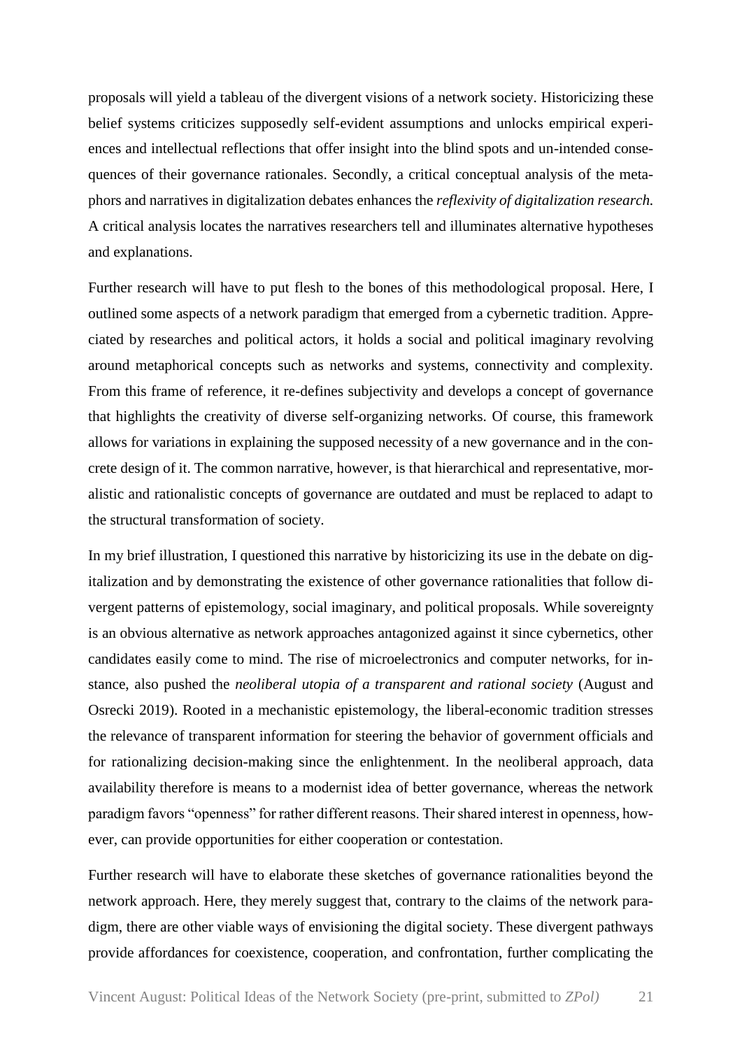proposals will yield a tableau of the divergent visions of a network society. Historicizing these belief systems criticizes supposedly self-evident assumptions and unlocks empirical experiences and intellectual reflections that offer insight into the blind spots and un-intended consequences of their governance rationales. Secondly, a critical conceptual analysis of the metaphors and narratives in digitalization debates enhances the *reflexivity of digitalization research.* A critical analysis locates the narratives researchers tell and illuminates alternative hypotheses and explanations.

Further research will have to put flesh to the bones of this methodological proposal. Here, I outlined some aspects of a network paradigm that emerged from a cybernetic tradition. Appreciated by researches and political actors, it holds a social and political imaginary revolving around metaphorical concepts such as networks and systems, connectivity and complexity. From this frame of reference, it re-defines subjectivity and develops a concept of governance that highlights the creativity of diverse self-organizing networks. Of course, this framework allows for variations in explaining the supposed necessity of a new governance and in the concrete design of it. The common narrative, however, is that hierarchical and representative, moralistic and rationalistic concepts of governance are outdated and must be replaced to adapt to the structural transformation of society.

In my brief illustration, I questioned this narrative by historicizing its use in the debate on digitalization and by demonstrating the existence of other governance rationalities that follow divergent patterns of epistemology, social imaginary, and political proposals. While sovereignty is an obvious alternative as network approaches antagonized against it since cybernetics, other candidates easily come to mind. The rise of microelectronics and computer networks, for instance, also pushed the *neoliberal utopia of a transparent and rational society* (August and Osrecki 2019). Rooted in a mechanistic epistemology, the liberal-economic tradition stresses the relevance of transparent information for steering the behavior of government officials and for rationalizing decision-making since the enlightenment. In the neoliberal approach, data availability therefore is means to a modernist idea of better governance, whereas the network paradigm favors "openness" for rather different reasons. Their shared interest in openness, however, can provide opportunities for either cooperation or contestation.

Further research will have to elaborate these sketches of governance rationalities beyond the network approach. Here, they merely suggest that, contrary to the claims of the network paradigm, there are other viable ways of envisioning the digital society. These divergent pathways provide affordances for coexistence, cooperation, and confrontation, further complicating the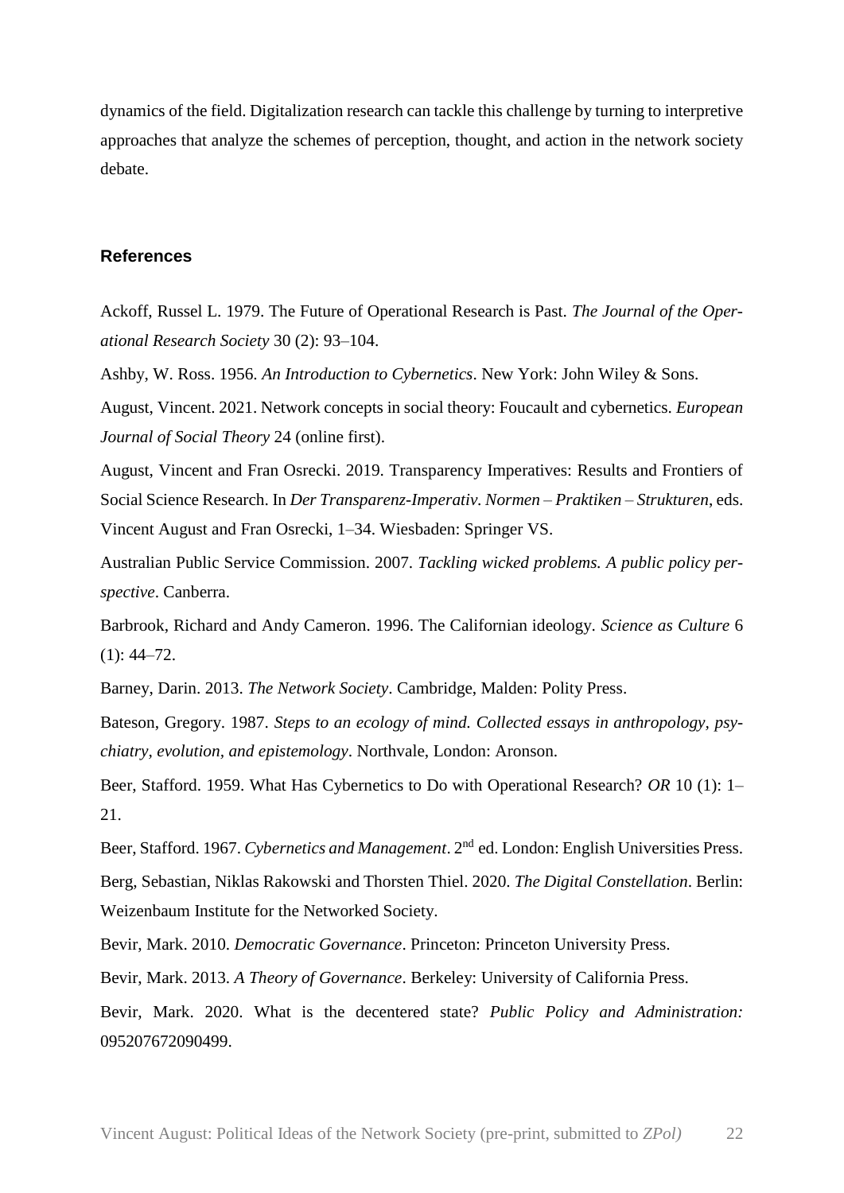dynamics of the field. Digitalization research can tackle this challenge by turning to interpretive approaches that analyze the schemes of perception, thought, and action in the network society debate.

## References

Ackoff, Russel L. 1979. The Future of Operational Research is Past. *The Journal of the Operational Research Society* 30 (2): 93–104.

Ashby, W. Ross. 1956. *An Introduction to Cybernetics*. New York: John Wiley & Sons.

August, Vincent. 2021. Network concepts in social theory: Foucault and cybernetics. *European Journal of Social Theory* 24 (online first).

August, Vincent and Fran Osrecki. 2019. Transparency Imperatives: Results and Frontiers of Social Science Research. In *Der Transparenz-Imperativ. Normen – Praktiken – Strukturen*, eds. Vincent August and Fran Osrecki, 1–34. Wiesbaden: Springer VS.

Australian Public Service Commission. 2007. *Tackling wicked problems. A public policy perspective*. Canberra.

Barbrook, Richard and Andy Cameron. 1996. The Californian ideology. *Science as Culture* 6 (1): 44–72.

Barney, Darin. 2013. *The Network Society*. Cambridge, Malden: Polity Press.

Bateson, Gregory. 1987. *Steps to an ecology of mind. Collected essays in anthropology, psychiatry, evolution, and epistemology*. Northvale, London: Aronson.

Beer, Stafford. 1959. What Has Cybernetics to Do with Operational Research? *OR* 10 (1): 1–21.

Beer, Stafford. 1967. *Cybernetics and Management*. 2nd ed. London: English Universities Press.

Berg, Sebastian, Niklas Rakowski and Thorsten Thiel. 2020. *The Digital Constellation*. Berlin: Weizenbaum Institute for the Networked Society.

Bevir, Mark. 2010. *Democratic Governance*. Princeton: Princeton University Press.

Bevir, Mark. 2013. *A Theory of Governance*. Berkeley: University of California Press.

Bevir, Mark. 2020. What is the decentered state? *Public Policy and Administration:* 095207672090499.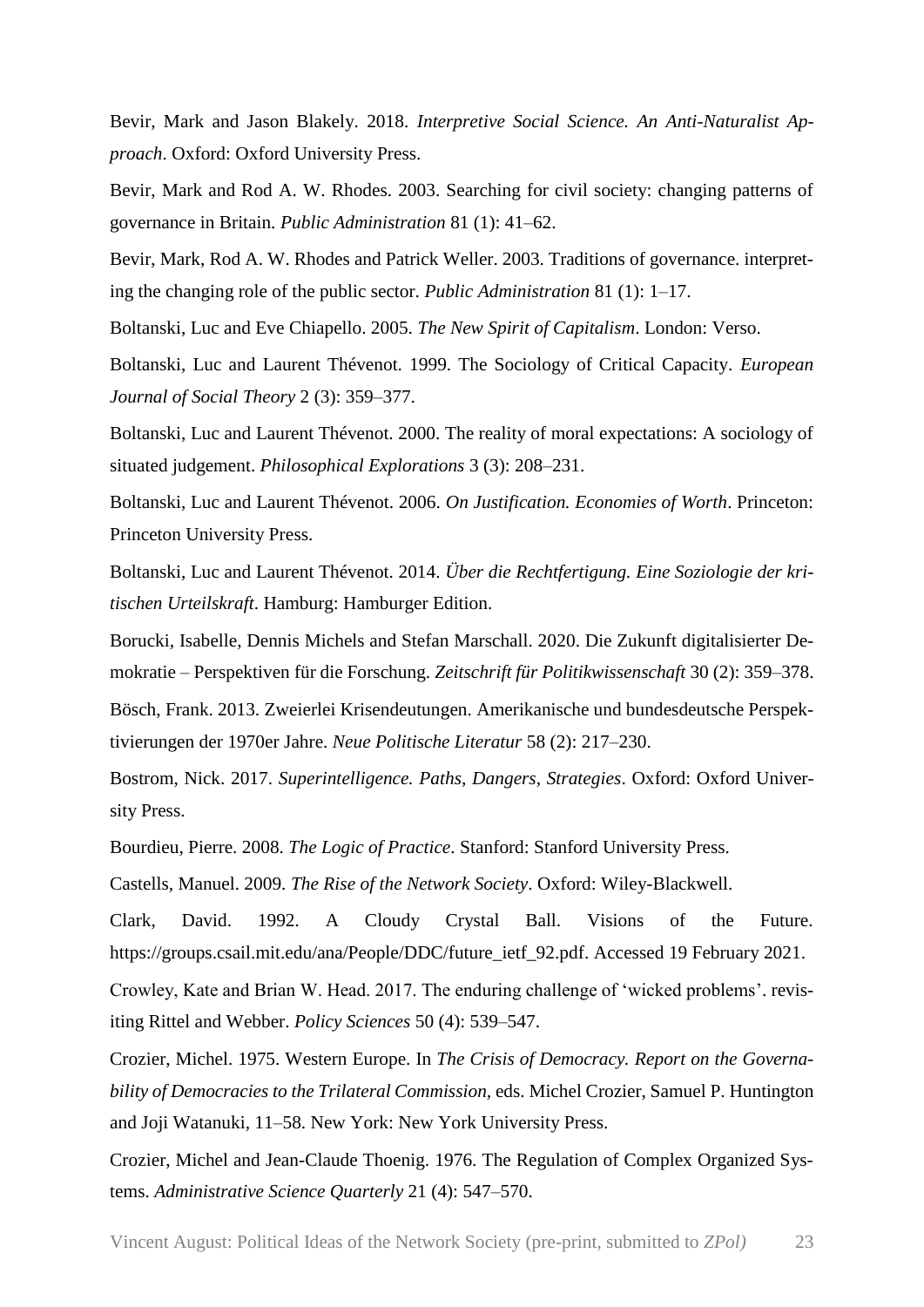Bevir, Mark and Jason Blakely. 2018. *Interpretive Social Science. An Anti-Naturalist Approach*. Oxford: Oxford University Press.

Bevir, Mark and Rod A. W. Rhodes. 2003. Searching for civil society: changing patterns of governance in Britain. *Public Administration* 81 (1): 41–62.

Bevir, Mark, Rod A. W. Rhodes and Patrick Weller. 2003. Traditions of governance. interpreting the changing role of the public sector. *Public Administration* 81 (1): 1–17.

Boltanski, Luc and Eve Chiapello. 2005. *The New Spirit of Capitalism*. London: Verso.

Boltanski, Luc and Laurent Thévenot. 1999. The Sociology of Critical Capacity. *European Journal of Social Theory* 2 (3): 359–377.

Boltanski, Luc and Laurent Thévenot. 2000. The reality of moral expectations: A sociology of situated judgement. *Philosophical Explorations* 3 (3): 208–231.

Boltanski, Luc and Laurent Thévenot. 2006. *On Justification. Economies of Worth*. Princeton: Princeton University Press.

Boltanski, Luc and Laurent Thévenot. 2014. *Über die Rechtfertigung. Eine Soziologie der kritischen Urteilskraft*. Hamburg: Hamburger Edition.

Borucki, Isabelle, Dennis Michels and Stefan Marschall. 2020. Die Zukunft digitalisierter Demokratie – Perspektiven für die Forschung. *Zeitschrift für Politikwissenschaft* 30 (2): 359–378.

Bösch, Frank. 2013. Zweierlei Krisendeutungen. Amerikanische und bundesdeutsche Perspektivierungen der 1970er Jahre. *Neue Politische Literatur* 58 (2): 217–230.

Bostrom, Nick. 2017. *Superintelligence. Paths, Dangers, Strategies*. Oxford: Oxford University Press.

Bourdieu, Pierre. 2008. *The Logic of Practice*. Stanford: Stanford University Press.

Castells, Manuel. 2009. *The Rise of the Network Society*. Oxford: Wiley-Blackwell.

Clark, David. 1992. A Cloudy Crystal Ball. Visions of the Future. https://groups.csail.mit.edu/ana/People/DDC/future_ietf_92.pdf. Accessed 19 February 2021.

Crowley, Kate and Brian W. Head. 2017. The enduring challenge of 'wicked problems'. revisiting Rittel and Webber. *Policy Sciences* 50 (4): 539–547.

Crozier, Michel. 1975. Western Europe. In *The Crisis of Democracy. Report on the Governability of Democracies to the Trilateral Commission*, eds. Michel Crozier, Samuel P. Huntington and Joji Watanuki, 11–58. New York: New York University Press.

Crozier, Michel and Jean-Claude Thoenig. 1976. The Regulation of Complex Organized Systems. *Administrative Science Quarterly* 21 (4): 547–570.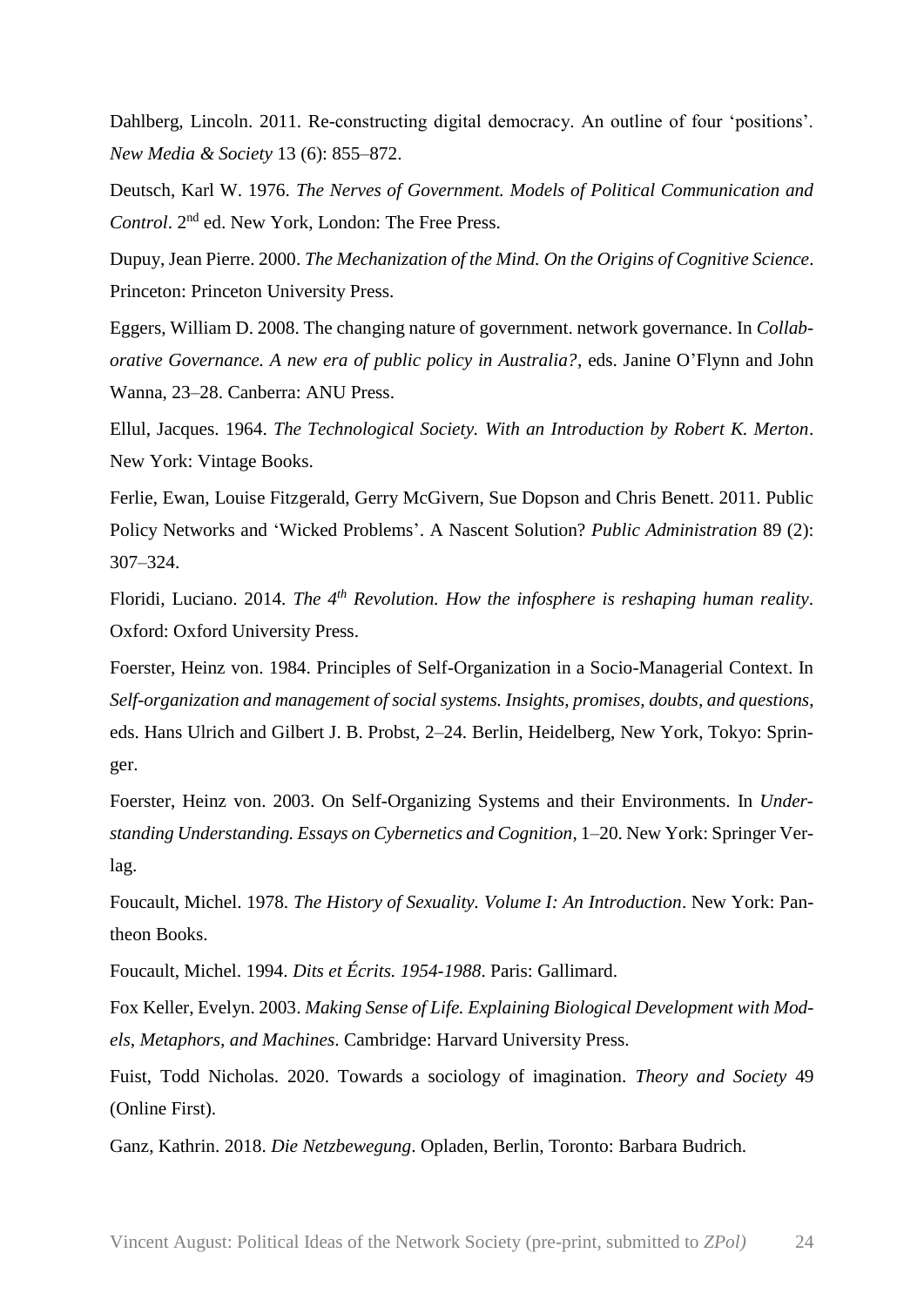Dahlberg, Lincoln. 2011. Re-constructing digital democracy. An outline of four 'positions'. *New Media & Society* 13 (6): 855–872.

Deutsch, Karl W. 1976. *The Nerves of Government. Models of Political Communication and Control*. 2nd ed. New York, London: The Free Press.

Dupuy, Jean Pierre. 2000. *The Mechanization of the Mind. On the Origins of Cognitive Science*. Princeton: Princeton University Press.

Eggers, William D. 2008. The changing nature of government. network governance. In *Collaborative Governance. A new era of public policy in Australia?*, eds. Janine O'Flynn and John Wanna, 23–28. Canberra: ANU Press.

Ellul, Jacques. 1964. *The Technological Society. With an Introduction by Robert K. Merton*. New York: Vintage Books.

Ferlie, Ewan, Louise Fitzgerald, Gerry McGivern, Sue Dopson and Chris Benett. 2011. Public Policy Networks and 'Wicked Problems'. A Nascent Solution? *Public Administration* 89 (2): 307–324.

Floridi, Luciano. 2014. *The 4th Revolution. How the infosphere is reshaping human reality*. Oxford: Oxford University Press.

Foerster, Heinz von. 1984. Principles of Self-Organization in a Socio-Managerial Context. In *Self-organization and management of social systems. Insights, promises, doubts, and questions*, eds. Hans Ulrich and Gilbert J. B. Probst, 2–24. Berlin, Heidelberg, New York, Tokyo: Springer.

Foerster, Heinz von. 2003. On Self-Organizing Systems and their Environments. In *Understanding Understanding. Essays on Cybernetics and Cognition*, 1–20. New York: Springer Verlag.

Foucault, Michel. 1978. *The History of Sexuality. Volume I: An Introduction*. New York: Pantheon Books.

Foucault, Michel. 1994. *Dits et Écrits. 1954-1988*. Paris: Gallimard.

Fox Keller, Evelyn. 2003. *Making Sense of Life. Explaining Biological Development with Models, Metaphors, and Machines*. Cambridge: Harvard University Press.

Fuist, Todd Nicholas. 2020. Towards a sociology of imagination. *Theory and Society* 49 (Online First).

Ganz, Kathrin. 2018. *Die Netzbewegung*. Opladen, Berlin, Toronto: Barbara Budrich.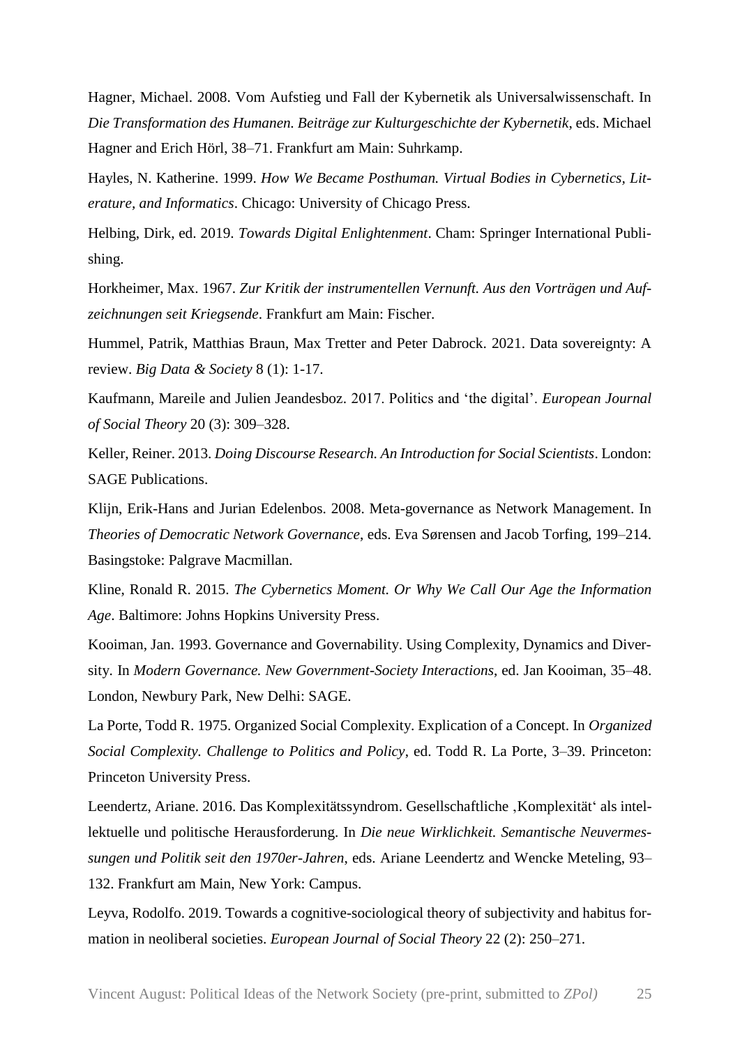Hagner, Michael. 2008. Vom Aufstieg und Fall der Kybernetik als Universalwissenschaft. In *Die Transformation des Humanen. Beiträge zur Kulturgeschichte der Kybernetik*, eds. Michael Hagner and Erich Hörl, 38–71. Frankfurt am Main: Suhrkamp.

Hayles, N. Katherine. 1999. *How We Became Posthuman. Virtual Bodies in Cybernetics, Literature, and Informatics*. Chicago: University of Chicago Press.

Helbing, Dirk, ed. 2019. *Towards Digital Enlightenment*. Cham: Springer International Publishing.

Horkheimer, Max. 1967. *Zur Kritik der instrumentellen Vernunft. Aus den Vorträgen und Aufzeichnungen seit Kriegsende*. Frankfurt am Main: Fischer.

Hummel, Patrik, Matthias Braun, Max Tretter and Peter Dabrock. 2021. Data sovereignty: A review. *Big Data & Society* 8 (1): 1-17.

Kaufmann, Mareile and Julien Jeandesboz. 2017. Politics and 'the digital'. *European Journal of Social Theory* 20 (3): 309–328.

Keller, Reiner. 2013. *Doing Discourse Research. An Introduction for Social Scientists*. London: SAGE Publications.

Klijn, Erik-Hans and Jurian Edelenbos. 2008. Meta-governance as Network Management. In *Theories of Democratic Network Governance*, eds. Eva Sørensen and Jacob Torfing, 199–214. Basingstoke: Palgrave Macmillan.

Kline, Ronald R. 2015. *The Cybernetics Moment. Or Why We Call Our Age the Information Age*. Baltimore: Johns Hopkins University Press.

Kooiman, Jan. 1993. Governance and Governability. Using Complexity, Dynamics and Diversity. In *Modern Governance. New Government-Society Interactions*, ed. Jan Kooiman, 35–48. London, Newbury Park, New Delhi: SAGE.

La Porte, Todd R. 1975. Organized Social Complexity. Explication of a Concept. In *Organized Social Complexity. Challenge to Politics and Policy*, ed. Todd R. La Porte, 3–39. Princeton: Princeton University Press.

Leendertz, Ariane. 2016. Das Komplexitätssyndrom. Gesellschaftliche ‚Komplexität' als intellektuelle und politische Herausforderung. In *Die neue Wirklichkeit. Semantische Neuvermessungen und Politik seit den 1970er-Jahren*, eds. Ariane Leendertz and Wencke Meteling, 93–132. Frankfurt am Main, New York: Campus.

Leyva, Rodolfo. 2019. Towards a cognitive-sociological theory of subjectivity and habitus formation in neoliberal societies. *European Journal of Social Theory* 22 (2): 250–271.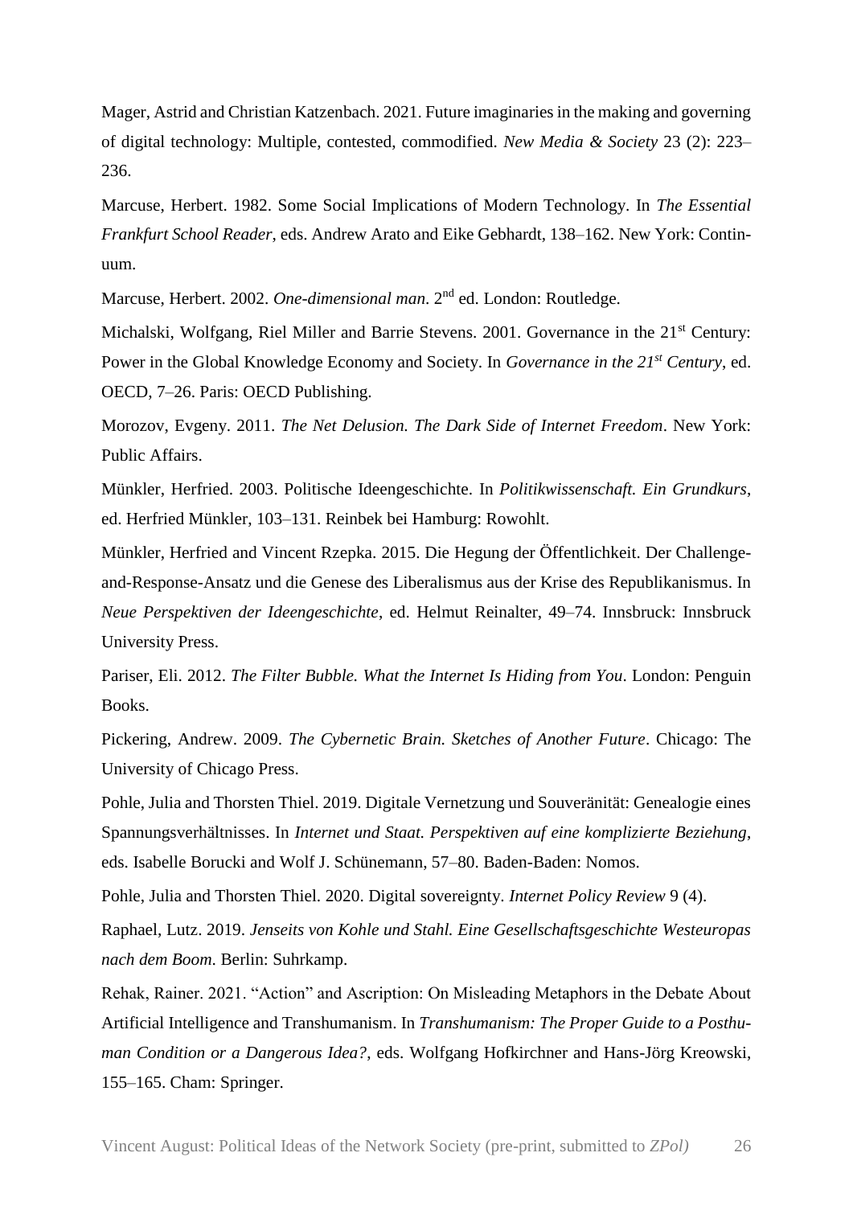Mager, Astrid and Christian Katzenbach. 2021. Future imaginaries in the making and governing of digital technology: Multiple, contested, commodified. *New Media & Society* 23 (2): 223–236.

Marcuse, Herbert. 1982. Some Social Implications of Modern Technology. In *The Essential Frankfurt School Reader*, eds. Andrew Arato and Eike Gebhardt, 138–162. New York: Continuum.

Marcuse, Herbert. 2002. *One-dimensional man*. 2nd ed. London: Routledge.

Michalski, Wolfgang, Riel Miller and Barrie Stevens. 2001. Governance in the 21st Century: Power in the Global Knowledge Economy and Society. In *Governance in the 21st Century*, ed. OECD, 7–26. Paris: OECD Publishing.

Morozov, Evgeny. 2011. *The Net Delusion. The Dark Side of Internet Freedom*. New York: Public Affairs.

Münkler, Herfried. 2003. Politische Ideengeschichte. In *Politikwissenschaft. Ein Grundkurs*, ed. Herfried Münkler, 103–131. Reinbek bei Hamburg: Rowohlt.

Münkler, Herfried and Vincent Rzepka. 2015. Die Hegung der Öffentlichkeit. Der Challenge-and-Response-Ansatz und die Genese des Liberalismus aus der Krise des Republikanismus. In *Neue Perspektiven der Ideengeschichte*, ed. Helmut Reinalter, 49–74. Innsbruck: Innsbruck University Press.

Pariser, Eli. 2012. *The Filter Bubble. What the Internet Is Hiding from You*. London: Penguin Books.

Pickering, Andrew. 2009. *The Cybernetic Brain. Sketches of Another Future*. Chicago: The University of Chicago Press.

Pohle, Julia and Thorsten Thiel. 2019. Digitale Vernetzung und Souveränität: Genealogie eines Spannungsverhältnisses. In *Internet und Staat. Perspektiven auf eine komplizierte Beziehung*, eds. Isabelle Borucki and Wolf J. Schünemann, 57–80. Baden-Baden: Nomos.

Pohle, Julia and Thorsten Thiel. 2020. Digital sovereignty. *Internet Policy Review* 9 (4).

Raphael, Lutz. 2019. *Jenseits von Kohle und Stahl. Eine Gesellschaftsgeschichte Westeuropas nach dem Boom*. Berlin: Suhrkamp.

Rehak, Rainer. 2021. "Action" and Ascription: On Misleading Metaphors in the Debate About Artificial Intelligence and Transhumanism. In *Transhumanism: The Proper Guide to a Posthuman Condition or a Dangerous Idea?*, eds. Wolfgang Hofkirchner and Hans-Jörg Kreowski, 155–165. Cham: Springer.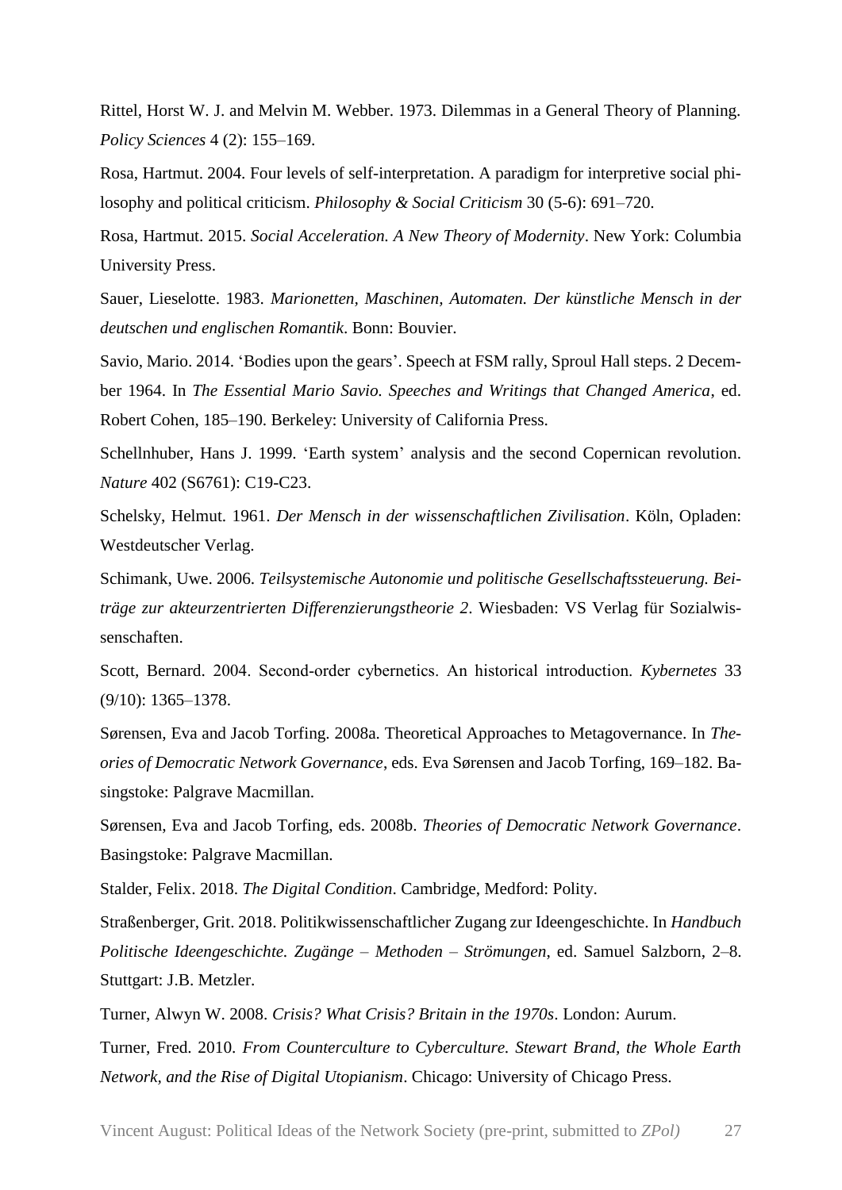Rittel, Horst W. J. and Melvin M. Webber. 1973. Dilemmas in a General Theory of Planning. *Policy Sciences* 4 (2): 155–169.

Rosa, Hartmut. 2004. Four levels of self-interpretation. A paradigm for interpretive social philosophy and political criticism. *Philosophy & Social Criticism* 30 (5-6): 691–720.

Rosa, Hartmut. 2015. *Social Acceleration. A New Theory of Modernity*. New York: Columbia University Press.

Sauer, Lieselotte. 1983. *Marionetten, Maschinen, Automaten. Der künstliche Mensch in der deutschen und englischen Romantik*. Bonn: Bouvier.

Savio, Mario. 2014. 'Bodies upon the gears'. Speech at FSM rally, Sproul Hall steps. 2 December 1964. In *The Essential Mario Savio. Speeches and Writings that Changed America*, ed. Robert Cohen, 185–190. Berkeley: University of California Press.

Schellnhuber, Hans J. 1999. 'Earth system' analysis and the second Copernican revolution. *Nature* 402 (S6761): C19-C23.

Schelsky, Helmut. 1961. *Der Mensch in der wissenschaftlichen Zivilisation*. Köln, Opladen: Westdeutscher Verlag.

Schimank, Uwe. 2006. *Teilsystemische Autonomie und politische Gesellschaftssteuerung. Beiträge zur akteurzentrierten Differenzierungstheorie 2*. Wiesbaden: VS Verlag für Sozialwissenschaften.

Scott, Bernard. 2004. Second-order cybernetics. An historical introduction. *Kybernetes* 33 (9/10): 1365–1378.

Sørensen, Eva and Jacob Torfing. 2008a. Theoretical Approaches to Metagovernance. In *Theories of Democratic Network Governance*, eds. Eva Sørensen and Jacob Torfing, 169–182. Basingstoke: Palgrave Macmillan.

Sørensen, Eva and Jacob Torfing, eds. 2008b. *Theories of Democratic Network Governance*. Basingstoke: Palgrave Macmillan.

Stalder, Felix. 2018. *The Digital Condition*. Cambridge, Medford: Polity.

Straßenberger, Grit. 2018. Politikwissenschaftlicher Zugang zur Ideengeschichte. In *Handbuch Politische Ideengeschichte. Zugänge – Methoden – Strömungen*, ed. Samuel Salzborn, 2–8. Stuttgart: J.B. Metzler.

Turner, Alwyn W. 2008. *Crisis? What Crisis? Britain in the 1970s*. London: Aurum.

Turner, Fred. 2010. *From Counterculture to Cyberculture. Stewart Brand, the Whole Earth Network, and the Rise of Digital Utopianism*. Chicago: University of Chicago Press.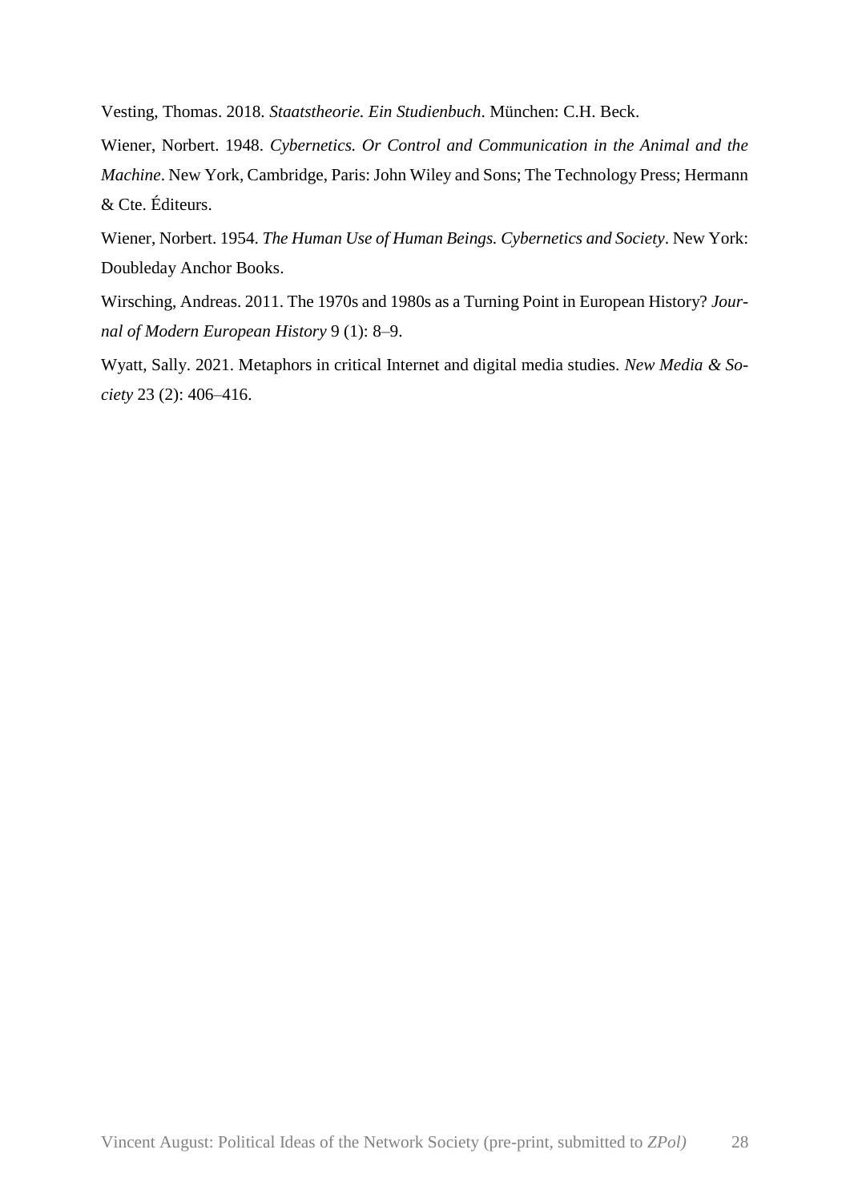Vesting, Thomas. 2018. *Staatstheorie. Ein Studienbuch*. München: C.H. Beck.

Wiener, Norbert. 1948. *Cybernetics. Or Control and Communication in the Animal and the Machine*. New York, Cambridge, Paris: John Wiley and Sons; The Technology Press; Hermann & Cte. Éditeurs.

Wiener, Norbert. 1954. *The Human Use of Human Beings. Cybernetics and Society*. New York: Doubleday Anchor Books.

Wirsching, Andreas. 2011. The 1970s and 1980s as a Turning Point in European History? *Journal of Modern European History* 9 (1): 8–9.

Wyatt, Sally. 2021. Metaphors in critical Internet and digital media studies. *New Media & Society* 23 (2): 406–416.